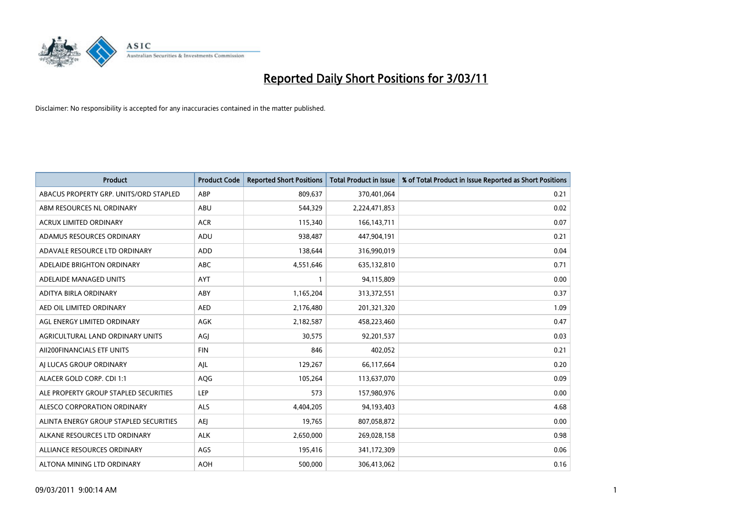# Reported Daily Short Positions for 3/03/11

Disclaimer: No responsibility is accepted for any inaccuracies contained in the matter published.

| Product | Product Code | Reported Short Positions | Total Product in Issue | % of Total Product in Issue Reported as Short Positions |
|---|---|---|---|---|
| ABACUS PROPERTY GRP. UNITS/ORD STAPLED | ABP | 809,637 | 370,401,064 | 0.21 |
| ABM RESOURCES NL ORDINARY | ABU | 544,329 | 2,224,471,853 | 0.02 |
| ACRUX LIMITED ORDINARY | ACR | 115,340 | 166,143,711 | 0.07 |
| ADAMUS RESOURCES ORDINARY | ADU | 938,487 | 447,904,191 | 0.21 |
| ADAVALE RESOURCE LTD ORDINARY | ADD | 138,644 | 316,990,019 | 0.04 |
| ADELAIDE BRIGHTON ORDINARY | ABC | 4,551,646 | 635,132,810 | 0.71 |
| ADELAIDE MANAGED UNITS | AYT | 1 | 94,115,809 | 0.00 |
| ADITYA BIRLA ORDINARY | ABY | 1,165,204 | 313,372,551 | 0.37 |
| AED OIL LIMITED ORDINARY | AED | 2,176,480 | 201,321,320 | 1.09 |
| AGL ENERGY LIMITED ORDINARY | AGK | 2,182,587 | 458,223,460 | 0.47 |
| AGRICULTURAL LAND ORDINARY UNITS | AGJ | 30,575 | 92,201,537 | 0.03 |
| AII200FINANCIALS ETF UNITS | FIN | 846 | 402,052 | 0.21 |
| AJ LUCAS GROUP ORDINARY | AJL | 129,267 | 66,117,664 | 0.20 |
| ALACER GOLD CORP. CDI 1:1 | AQG | 105,264 | 113,637,070 | 0.09 |
| ALE PROPERTY GROUP STAPLED SECURITIES | LEP | 573 | 157,980,976 | 0.00 |
| ALESCO CORPORATION ORDINARY | ALS | 4,404,205 | 94,193,403 | 4.68 |
| ALINTA ENERGY GROUP STAPLED SECURITIES | AEJ | 19,765 | 807,058,872 | 0.00 |
| ALKANE RESOURCES LTD ORDINARY | ALK | 2,650,000 | 269,028,158 | 0.98 |
| ALLIANCE RESOURCES ORDINARY | AGS | 195,416 | 341,172,309 | 0.06 |
| ALTONA MINING LTD ORDINARY | AOH | 500,000 | 306,413,062 | 0.16 |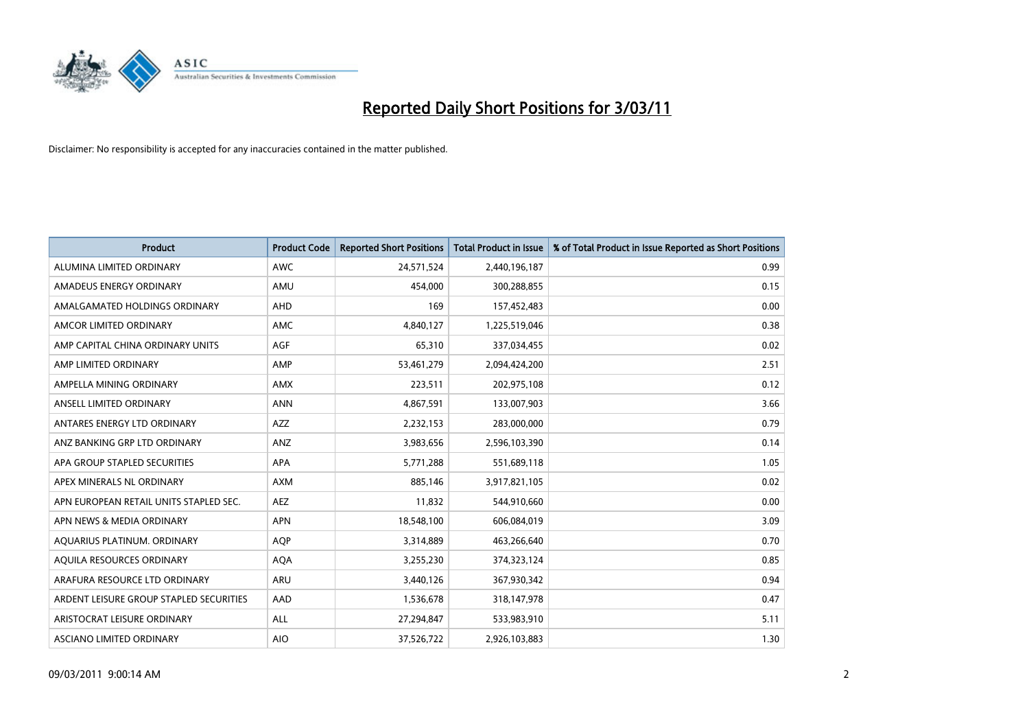# Reported Daily Short Positions for 3/03/11

Disclaimer: No responsibility is accepted for any inaccuracies contained in the matter published.

| Product | Product Code | Reported Short Positions | Total Product in Issue | % of Total Product in Issue Reported as Short Positions |
|---|---|---|---|---|
| ALUMINA LIMITED ORDINARY | AWC | 24,571,524 | 2,440,196,187 | 0.99 |
| AMADEUS ENERGY ORDINARY | AMU | 454,000 | 300,288,855 | 0.15 |
| AMALGAMATED HOLDINGS ORDINARY | AHD | 169 | 157,452,483 | 0.00 |
| AMCOR LIMITED ORDINARY | AMC | 4,840,127 | 1,225,519,046 | 0.38 |
| AMP CAPITAL CHINA ORDINARY UNITS | AGF | 65,310 | 337,034,455 | 0.02 |
| AMP LIMITED ORDINARY | AMP | 53,461,279 | 2,094,424,200 | 2.51 |
| AMPELLA MINING ORDINARY | AMX | 223,511 | 202,975,108 | 0.12 |
| ANSELL LIMITED ORDINARY | ANN | 4,867,591 | 133,007,903 | 3.66 |
| ANTARES ENERGY LTD ORDINARY | AZZ | 2,232,153 | 283,000,000 | 0.79 |
| ANZ BANKING GRP LTD ORDINARY | ANZ | 3,983,656 | 2,596,103,390 | 0.14 |
| APA GROUP STAPLED SECURITIES | APA | 5,771,288 | 551,689,118 | 1.05 |
| APEX MINERALS NL ORDINARY | AXM | 885,146 | 3,917,821,105 | 0.02 |
| APN EUROPEAN RETAIL UNITS STAPLED SEC. | AEZ | 11,832 | 544,910,660 | 0.00 |
| APN NEWS & MEDIA ORDINARY | APN | 18,548,100 | 606,084,019 | 3.09 |
| AQUARIUS PLATINUM. ORDINARY | AQP | 3,314,889 | 463,266,640 | 0.70 |
| AQUILA RESOURCES ORDINARY | AQA | 3,255,230 | 374,323,124 | 0.85 |
| ARAFURA RESOURCE LTD ORDINARY | ARU | 3,440,126 | 367,930,342 | 0.94 |
| ARDENT LEISURE GROUP STAPLED SECURITIES | AAD | 1,536,678 | 318,147,978 | 0.47 |
| ARISTOCRAT LEISURE ORDINARY | ALL | 27,294,847 | 533,983,910 | 5.11 |
| ASCIANO LIMITED ORDINARY | AIO | 37,526,722 | 2,926,103,883 | 1.30 |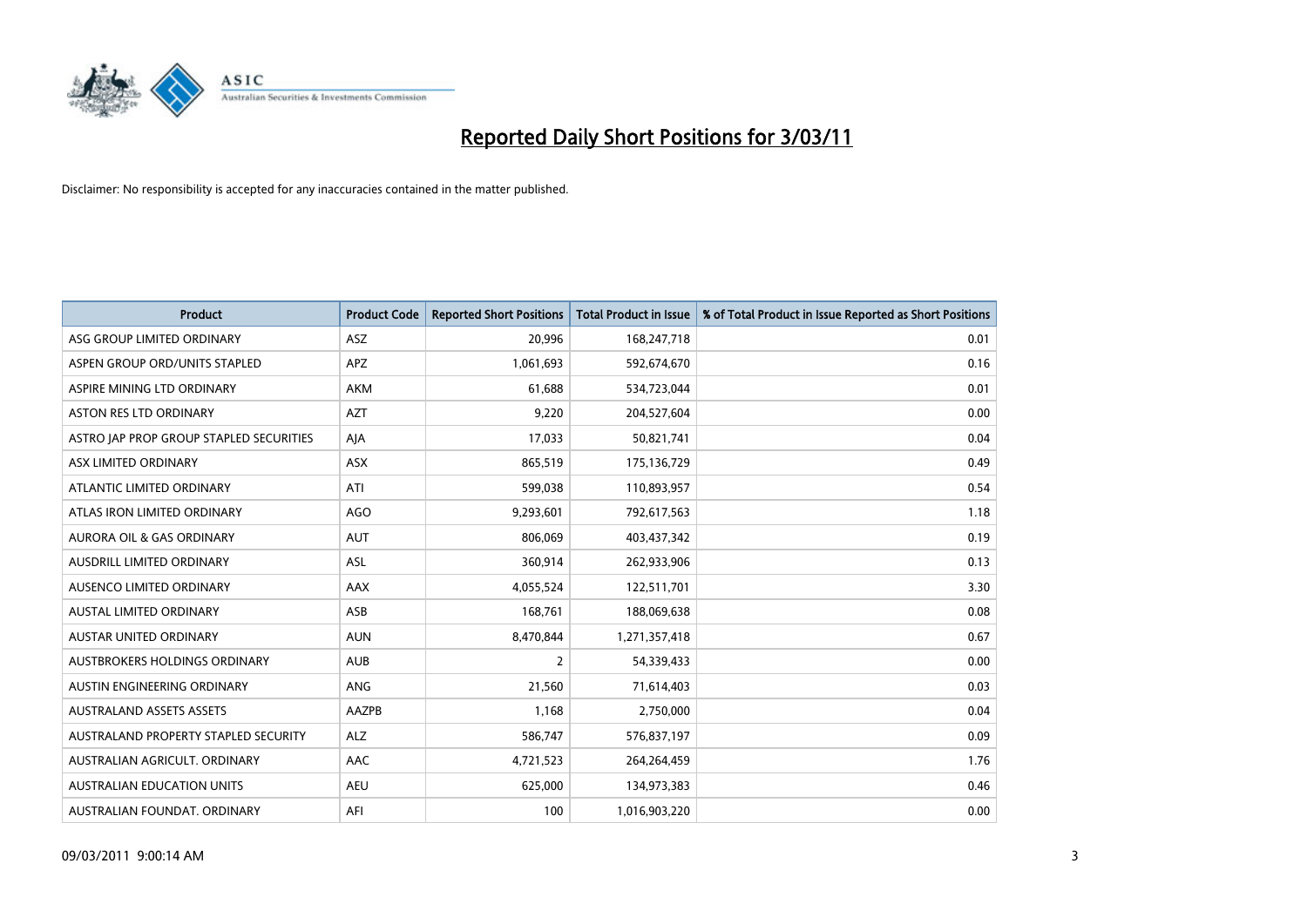# Reported Daily Short Positions for 3/03/11

Disclaimer: No responsibility is accepted for any inaccuracies contained in the matter published.

| Product | Product Code | Reported Short Positions | Total Product in Issue | % of Total Product in Issue Reported as Short Positions |
|---|---|---|---|---|
| ASG GROUP LIMITED ORDINARY | ASZ | 20,996 | 168,247,718 | 0.01 |
| ASPEN GROUP ORD/UNITS STAPLED | APZ | 1,061,693 | 592,674,670 | 0.16 |
| ASPIRE MINING LTD ORDINARY | AKM | 61,688 | 534,723,044 | 0.01 |
| ASTON RES LTD ORDINARY | AZT | 9,220 | 204,527,604 | 0.00 |
| ASTRO JAP PROP GROUP STAPLED SECURITIES | AJA | 17,033 | 50,821,741 | 0.04 |
| ASX LIMITED ORDINARY | ASX | 865,519 | 175,136,729 | 0.49 |
| ATLANTIC LIMITED ORDINARY | ATI | 599,038 | 110,893,957 | 0.54 |
| ATLAS IRON LIMITED ORDINARY | AGO | 9,293,601 | 792,617,563 | 1.18 |
| AURORA OIL & GAS ORDINARY | AUT | 806,069 | 403,437,342 | 0.19 |
| AUSDRILL LIMITED ORDINARY | ASL | 360,914 | 262,933,906 | 0.13 |
| AUSENCO LIMITED ORDINARY | AAX | 4,055,524 | 122,511,701 | 3.30 |
| AUSTAL LIMITED ORDINARY | ASB | 168,761 | 188,069,638 | 0.08 |
| AUSTAR UNITED ORDINARY | AUN | 8,470,844 | 1,271,357,418 | 0.67 |
| AUSTBROKERS HOLDINGS ORDINARY | AUB | 2 | 54,339,433 | 0.00 |
| AUSTIN ENGINEERING ORDINARY | ANG | 21,560 | 71,614,403 | 0.03 |
| AUSTRALAND ASSETS ASSETS | AAZPB | 1,168 | 2,750,000 | 0.04 |
| AUSTRALAND PROPERTY STAPLED SECURITY | ALZ | 586,747 | 576,837,197 | 0.09 |
| AUSTRALIAN AGRICULT. ORDINARY | AAC | 4,721,523 | 264,264,459 | 1.76 |
| AUSTRALIAN EDUCATION UNITS | AEU | 625,000 | 134,973,383 | 0.46 |
| AUSTRALIAN FOUNDAT. ORDINARY | AFI | 100 | 1,016,903,220 | 0.00 |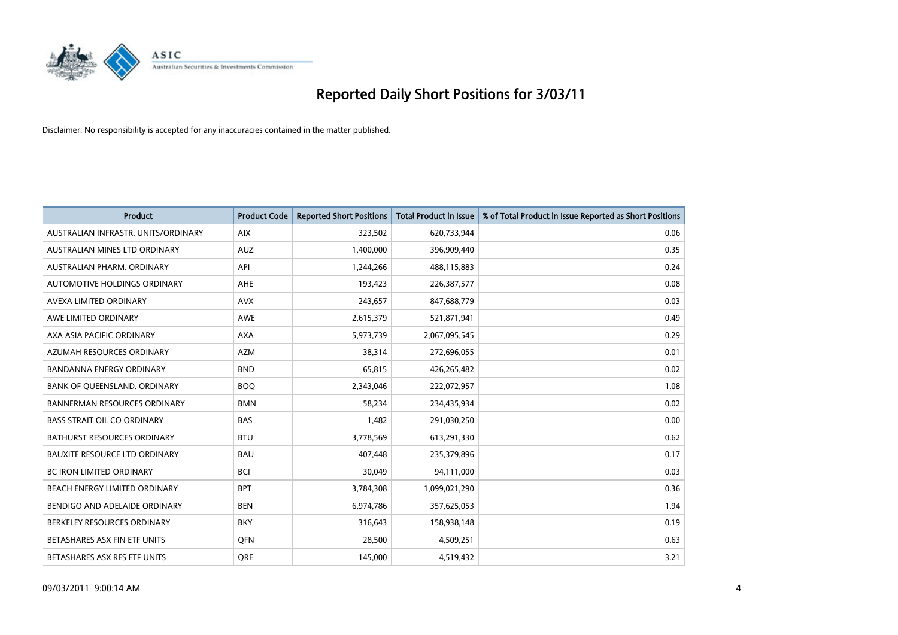# Reported Daily Short Positions for 3/03/11

Disclaimer: No responsibility is accepted for any inaccuracies contained in the matter published.

| Product | Product Code | Reported Short Positions | Total Product in Issue | % of Total Product in Issue Reported as Short Positions |
|---|---|---|---|---|
| AUSTRALIAN INFRASTR. UNITS/ORDINARY | AIX | 323,502 | 620,733,944 | 0.06 |
| AUSTRALIAN MINES LTD ORDINARY | AUZ | 1,400,000 | 396,909,440 | 0.35 |
| AUSTRALIAN PHARM. ORDINARY | API | 1,244,266 | 488,115,883 | 0.24 |
| AUTOMOTIVE HOLDINGS ORDINARY | AHE | 193,423 | 226,387,577 | 0.08 |
| AVEXA LIMITED ORDINARY | AVX | 243,657 | 847,688,779 | 0.03 |
| AWE LIMITED ORDINARY | AWE | 2,615,379 | 521,871,941 | 0.49 |
| AXA ASIA PACIFIC ORDINARY | AXA | 5,973,739 | 2,067,095,545 | 0.29 |
| AZUMAH RESOURCES ORDINARY | AZM | 38,314 | 272,696,055 | 0.01 |
| BANDANNA ENERGY ORDINARY | BND | 65,815 | 426,265,482 | 0.02 |
| BANK OF QUEENSLAND. ORDINARY | BOQ | 2,343,046 | 222,072,957 | 1.08 |
| BANNERMAN RESOURCES ORDINARY | BMN | 58,234 | 234,435,934 | 0.02 |
| BASS STRAIT OIL CO ORDINARY | BAS | 1,482 | 291,030,250 | 0.00 |
| BATHURST RESOURCES ORDINARY | BTU | 3,778,569 | 613,291,330 | 0.62 |
| BAUXITE RESOURCE LTD ORDINARY | BAU | 407,448 | 235,379,896 | 0.17 |
| BC IRON LIMITED ORDINARY | BCI | 30,049 | 94,111,000 | 0.03 |
| BEACH ENERGY LIMITED ORDINARY | BPT | 3,784,308 | 1,099,021,290 | 0.36 |
| BENDIGO AND ADELAIDE ORDINARY | BEN | 6,974,786 | 357,625,053 | 1.94 |
| BERKELEY RESOURCES ORDINARY | BKY | 316,643 | 158,938,148 | 0.19 |
| BETASHARES ASX FIN ETF UNITS | QFN | 28,500 | 4,509,251 | 0.63 |
| BETASHARES ASX RES ETF UNITS | QRE | 145,000 | 4,519,432 | 3.21 |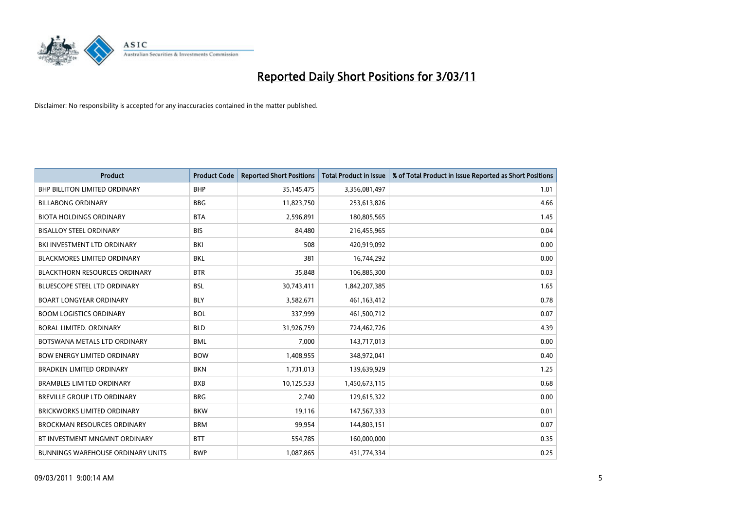# Reported Daily Short Positions for 3/03/11

Disclaimer: No responsibility is accepted for any inaccuracies contained in the matter published.

| Product | Product Code | Reported Short Positions | Total Product in Issue | % of Total Product in Issue Reported as Short Positions |
|---|---|---|---|---|
| BHP BILLITON LIMITED ORDINARY | BHP | 35,145,475 | 3,356,081,497 | 1.01 |
| BILLABONG ORDINARY | BBG | 11,823,750 | 253,613,826 | 4.66 |
| BIOTA HOLDINGS ORDINARY | BTA | 2,596,891 | 180,805,565 | 1.45 |
| BISALLOY STEEL ORDINARY | BIS | 84,480 | 216,455,965 | 0.04 |
| BKI INVESTMENT LTD ORDINARY | BKI | 508 | 420,919,092 | 0.00 |
| BLACKMORES LIMITED ORDINARY | BKL | 381 | 16,744,292 | 0.00 |
| BLACKTHORN RESOURCES ORDINARY | BTR | 35,848 | 106,885,300 | 0.03 |
| BLUESCOPE STEEL LTD ORDINARY | BSL | 30,743,411 | 1,842,207,385 | 1.65 |
| BOART LONGYEAR ORDINARY | BLY | 3,582,671 | 461,163,412 | 0.78 |
| BOOM LOGISTICS ORDINARY | BOL | 337,999 | 461,500,712 | 0.07 |
| BORAL LIMITED. ORDINARY | BLD | 31,926,759 | 724,462,726 | 4.39 |
| BOTSWANA METALS LTD ORDINARY | BML | 7,000 | 143,717,013 | 0.00 |
| BOW ENERGY LIMITED ORDINARY | BOW | 1,408,955 | 348,972,041 | 0.40 |
| BRADKEN LIMITED ORDINARY | BKN | 1,731,013 | 139,639,929 | 1.25 |
| BRAMBLES LIMITED ORDINARY | BXB | 10,125,533 | 1,450,673,115 | 0.68 |
| BREVILLE GROUP LTD ORDINARY | BRG | 2,740 | 129,615,322 | 0.00 |
| BRICKWORKS LIMITED ORDINARY | BKW | 19,116 | 147,567,333 | 0.01 |
| BROCKMAN RESOURCES ORDINARY | BRM | 99,954 | 144,803,151 | 0.07 |
| BT INVESTMENT MNGMNT ORDINARY | BTT | 554,785 | 160,000,000 | 0.35 |
| BUNNINGS WAREHOUSE ORDINARY UNITS | BWP | 1,087,865 | 431,774,334 | 0.25 |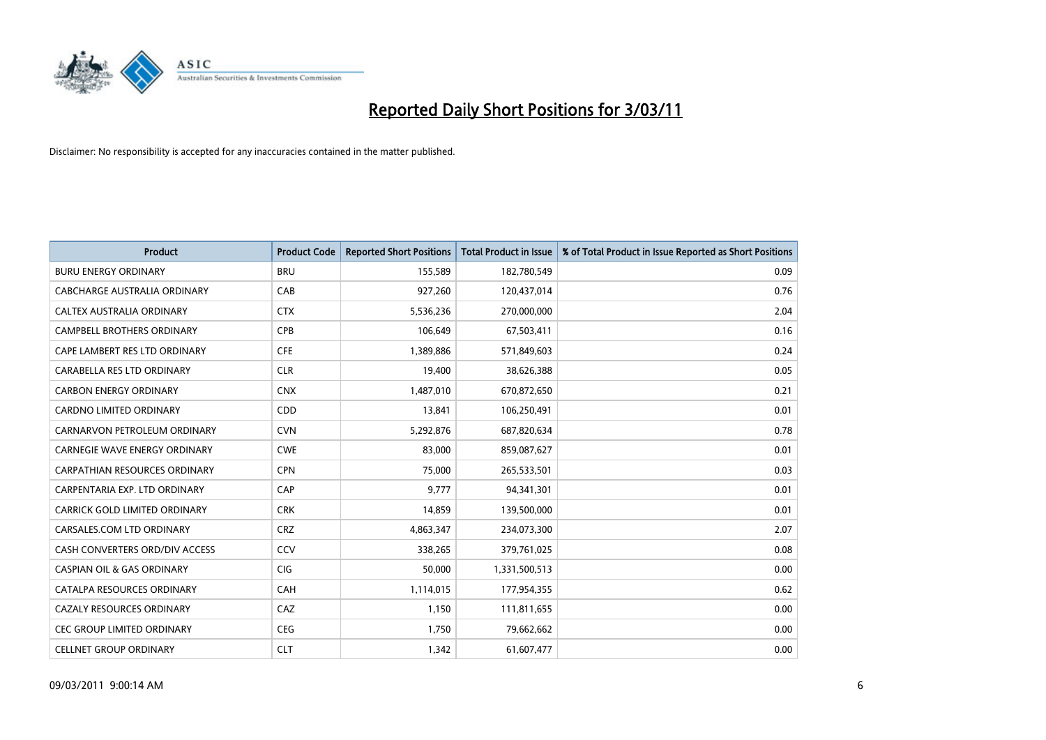# Reported Daily Short Positions for 3/03/11

Disclaimer: No responsibility is accepted for any inaccuracies contained in the matter published.

| Product | Product Code | Reported Short Positions | Total Product in Issue | % of Total Product in Issue Reported as Short Positions |
|---|---|---|---|---|
| BURU ENERGY ORDINARY | BRU | 155,589 | 182,780,549 | 0.09 |
| CABCHARGE AUSTRALIA ORDINARY | CAB | 927,260 | 120,437,014 | 0.76 |
| CALTEX AUSTRALIA ORDINARY | CTX | 5,536,236 | 270,000,000 | 2.04 |
| CAMPBELL BROTHERS ORDINARY | CPB | 106,649 | 67,503,411 | 0.16 |
| CAPE LAMBERT RES LTD ORDINARY | CFE | 1,389,886 | 571,849,603 | 0.24 |
| CARABELLA RES LTD ORDINARY | CLR | 19,400 | 38,626,388 | 0.05 |
| CARBON ENERGY ORDINARY | CNX | 1,487,010 | 670,872,650 | 0.21 |
| CARDNO LIMITED ORDINARY | CDD | 13,841 | 106,250,491 | 0.01 |
| CARNARVON PETROLEUM ORDINARY | CVN | 5,292,876 | 687,820,634 | 0.78 |
| CARNEGIE WAVE ENERGY ORDINARY | CWE | 83,000 | 859,087,627 | 0.01 |
| CARPATHIAN RESOURCES ORDINARY | CPN | 75,000 | 265,533,501 | 0.03 |
| CARPENTARIA EXP. LTD ORDINARY | CAP | 9,777 | 94,341,301 | 0.01 |
| CARRICK GOLD LIMITED ORDINARY | CRK | 14,859 | 139,500,000 | 0.01 |
| CARSALES.COM LTD ORDINARY | CRZ | 4,863,347 | 234,073,300 | 2.07 |
| CASH CONVERTERS ORD/DIV ACCESS | CCV | 338,265 | 379,761,025 | 0.08 |
| CASPIAN OIL & GAS ORDINARY | CIG | 50,000 | 1,331,500,513 | 0.00 |
| CATALPA RESOURCES ORDINARY | CAH | 1,114,015 | 177,954,355 | 0.62 |
| CAZALY RESOURCES ORDINARY | CAZ | 1,150 | 111,811,655 | 0.00 |
| CEC GROUP LIMITED ORDINARY | CEG | 1,750 | 79,662,662 | 0.00 |
| CELLNET GROUP ORDINARY | CLT | 1,342 | 61,607,477 | 0.00 |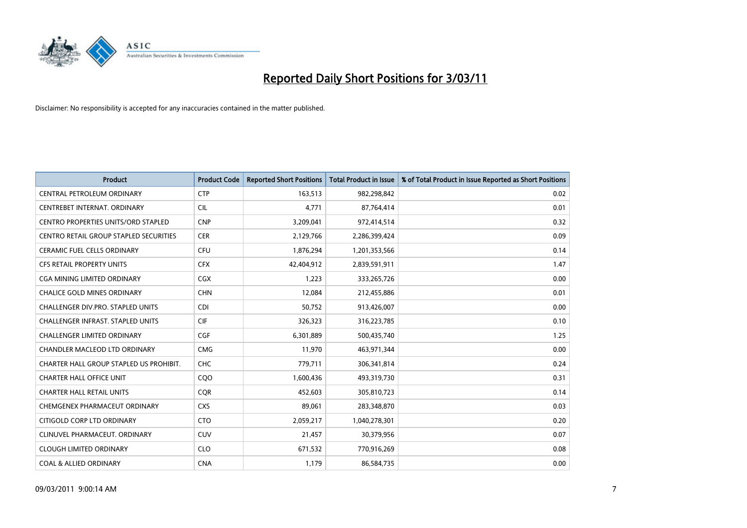# Reported Daily Short Positions for 3/03/11

Disclaimer: No responsibility is accepted for any inaccuracies contained in the matter published.

| Product | Product Code | Reported Short Positions | Total Product in Issue | % of Total Product in Issue Reported as Short Positions |
|---|---|---|---|---|
| CENTRAL PETROLEUM ORDINARY | CTP | 163,513 | 982,298,842 | 0.02 |
| CENTREBET INTERNAT. ORDINARY | CIL | 4,771 | 87,764,414 | 0.01 |
| CENTRO PROPERTIES UNITS/ORD STAPLED | CNP | 3,209,041 | 972,414,514 | 0.32 |
| CENTRO RETAIL GROUP STAPLED SECURITIES | CER | 2,129,766 | 2,286,399,424 | 0.09 |
| CERAMIC FUEL CELLS ORDINARY | CFU | 1,876,294 | 1,201,353,566 | 0.14 |
| CFS RETAIL PROPERTY UNITS | CFX | 42,404,912 | 2,839,591,911 | 1.47 |
| CGA MINING LIMITED ORDINARY | CGX | 1,223 | 333,265,726 | 0.00 |
| CHALICE GOLD MINES ORDINARY | CHN | 12,084 | 212,455,886 | 0.01 |
| CHALLENGER DIV.PRO. STAPLED UNITS | CDI | 50,752 | 913,426,007 | 0.00 |
| CHALLENGER INFRAST. STAPLED UNITS | CIF | 326,323 | 316,223,785 | 0.10 |
| CHALLENGER LIMITED ORDINARY | CGF | 6,301,889 | 500,435,740 | 1.25 |
| CHANDLER MACLEOD LTD ORDINARY | CMG | 11,970 | 463,971,344 | 0.00 |
| CHARTER HALL GROUP STAPLED US PROHIBIT. | CHC | 779,711 | 306,341,814 | 0.24 |
| CHARTER HALL OFFICE UNIT | CQO | 1,600,436 | 493,319,730 | 0.31 |
| CHARTER HALL RETAIL UNITS | CQR | 452,603 | 305,810,723 | 0.14 |
| CHEMGENEX PHARMACEUT ORDINARY | CXS | 89,061 | 283,348,870 | 0.03 |
| CITIGOLD CORP LTD ORDINARY | CTO | 2,059,217 | 1,040,278,301 | 0.20 |
| CLINUVEL PHARMACEUT. ORDINARY | CUV | 21,457 | 30,379,956 | 0.07 |
| CLOUGH LIMITED ORDINARY | CLO | 671,532 | 770,916,269 | 0.08 |
| COAL & ALLIED ORDINARY | CNA | 1,179 | 86,584,735 | 0.00 |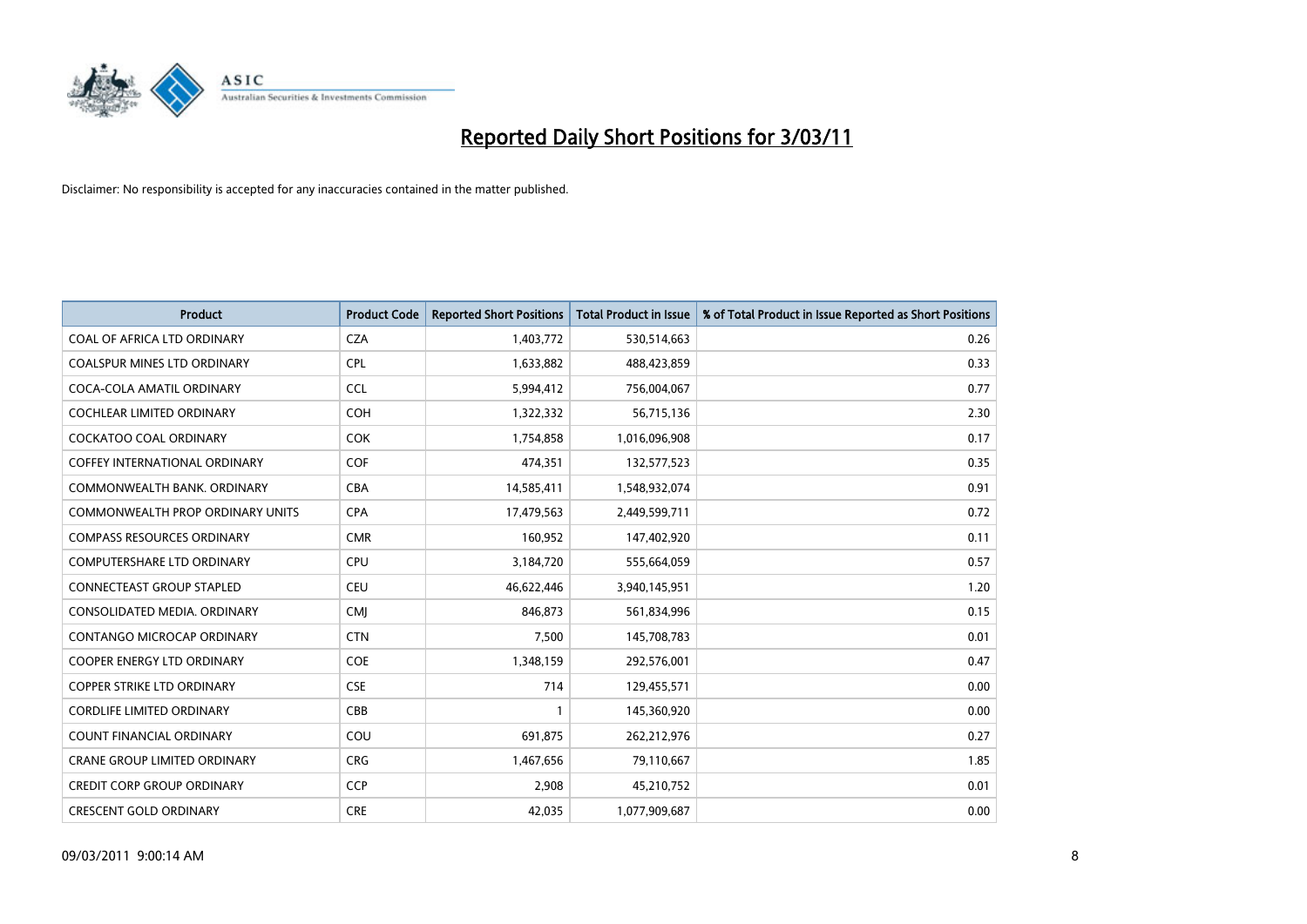# Reported Daily Short Positions for 3/03/11

Disclaimer: No responsibility is accepted for any inaccuracies contained in the matter published.

| Product | Product Code | Reported Short Positions | Total Product in Issue | % of Total Product in Issue Reported as Short Positions |
|---|---|---|---|---|
| COAL OF AFRICA LTD ORDINARY | CZA | 1,403,772 | 530,514,663 | 0.26 |
| COALSPUR MINES LTD ORDINARY | CPL | 1,633,882 | 488,423,859 | 0.33 |
| COCA-COLA AMATIL ORDINARY | CCL | 5,994,412 | 756,004,067 | 0.77 |
| COCHLEAR LIMITED ORDINARY | COH | 1,322,332 | 56,715,136 | 2.30 |
| COCKATOO COAL ORDINARY | COK | 1,754,858 | 1,016,096,908 | 0.17 |
| COFFEY INTERNATIONAL ORDINARY | COF | 474,351 | 132,577,523 | 0.35 |
| COMMONWEALTH BANK. ORDINARY | CBA | 14,585,411 | 1,548,932,074 | 0.91 |
| COMMONWEALTH PROP ORDINARY UNITS | CPA | 17,479,563 | 2,449,599,711 | 0.72 |
| COMPASS RESOURCES ORDINARY | CMR | 160,952 | 147,402,920 | 0.11 |
| COMPUTERSHARE LTD ORDINARY | CPU | 3,184,720 | 555,664,059 | 0.57 |
| CONNECTEAST GROUP STAPLED | CEU | 46,622,446 | 3,940,145,951 | 1.20 |
| CONSOLIDATED MEDIA. ORDINARY | CMJ | 846,873 | 561,834,996 | 0.15 |
| CONTANGO MICROCAP ORDINARY | CTN | 7,500 | 145,708,783 | 0.01 |
| COOPER ENERGY LTD ORDINARY | COE | 1,348,159 | 292,576,001 | 0.47 |
| COPPER STRIKE LTD ORDINARY | CSE | 714 | 129,455,571 | 0.00 |
| CORDLIFE LIMITED ORDINARY | CBB | 1 | 145,360,920 | 0.00 |
| COUNT FINANCIAL ORDINARY | COU | 691,875 | 262,212,976 | 0.27 |
| CRANE GROUP LIMITED ORDINARY | CRG | 1,467,656 | 79,110,667 | 1.85 |
| CREDIT CORP GROUP ORDINARY | CCP | 2,908 | 45,210,752 | 0.01 |
| CRESCENT GOLD ORDINARY | CRE | 42,035 | 1,077,909,687 | 0.00 |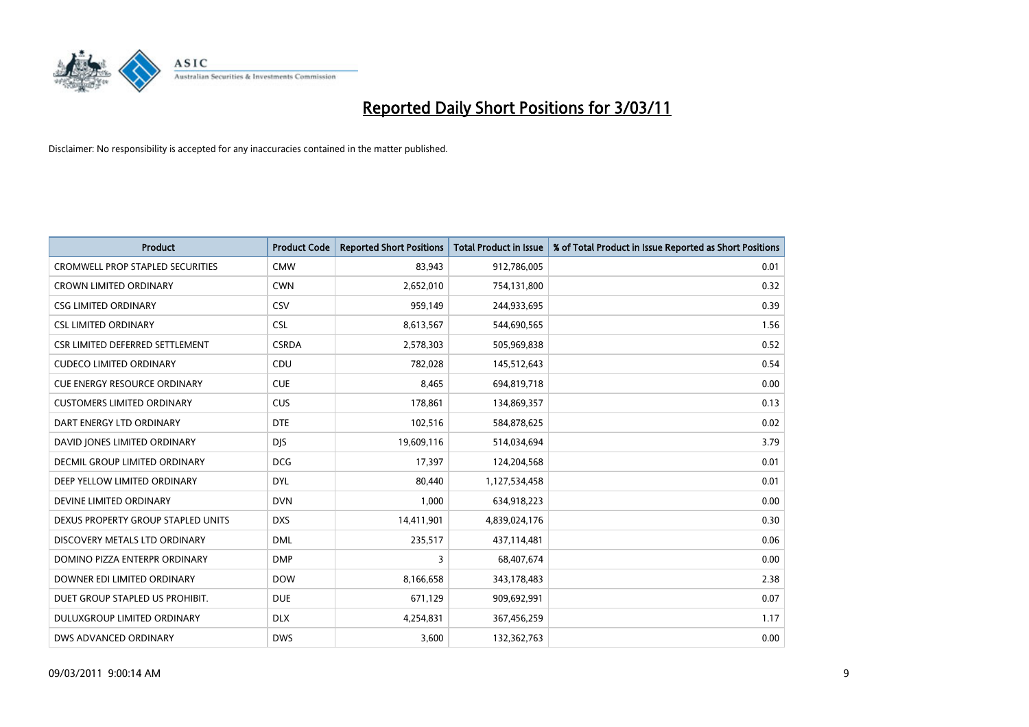# Reported Daily Short Positions for 3/03/11

Disclaimer: No responsibility is accepted for any inaccuracies contained in the matter published.

| Product | Product Code | Reported Short Positions | Total Product in Issue | % of Total Product in Issue Reported as Short Positions |
|---|---|---|---|---|
| CROMWELL PROP STAPLED SECURITIES | CMW | 83,943 | 912,786,005 | 0.01 |
| CROWN LIMITED ORDINARY | CWN | 2,652,010 | 754,131,800 | 0.32 |
| CSG LIMITED ORDINARY | CSV | 959,149 | 244,933,695 | 0.39 |
| CSL LIMITED ORDINARY | CSL | 8,613,567 | 544,690,565 | 1.56 |
| CSR LIMITED DEFERRED SETTLEMENT | CSRDA | 2,578,303 | 505,969,838 | 0.52 |
| CUDECO LIMITED ORDINARY | CDU | 782,028 | 145,512,643 | 0.54 |
| CUE ENERGY RESOURCE ORDINARY | CUE | 8,465 | 694,819,718 | 0.00 |
| CUSTOMERS LIMITED ORDINARY | CUS | 178,861 | 134,869,357 | 0.13 |
| DART ENERGY LTD ORDINARY | DTE | 102,516 | 584,878,625 | 0.02 |
| DAVID JONES LIMITED ORDINARY | DJS | 19,609,116 | 514,034,694 | 3.79 |
| DECMIL GROUP LIMITED ORDINARY | DCG | 17,397 | 124,204,568 | 0.01 |
| DEEP YELLOW LIMITED ORDINARY | DYL | 80,440 | 1,127,534,458 | 0.01 |
| DEVINE LIMITED ORDINARY | DVN | 1,000 | 634,918,223 | 0.00 |
| DEXUS PROPERTY GROUP STAPLED UNITS | DXS | 14,411,901 | 4,839,024,176 | 0.30 |
| DISCOVERY METALS LTD ORDINARY | DML | 235,517 | 437,114,481 | 0.06 |
| DOMINO PIZZA ENTERPR ORDINARY | DMP | 3 | 68,407,674 | 0.00 |
| DOWNER EDI LIMITED ORDINARY | DOW | 8,166,658 | 343,178,483 | 2.38 |
| DUET GROUP STAPLED US PROHIBIT. | DUE | 671,129 | 909,692,991 | 0.07 |
| DULUXGROUP LIMITED ORDINARY | DLX | 4,254,831 | 367,456,259 | 1.17 |
| DWS ADVANCED ORDINARY | DWS | 3,600 | 132,362,763 | 0.00 |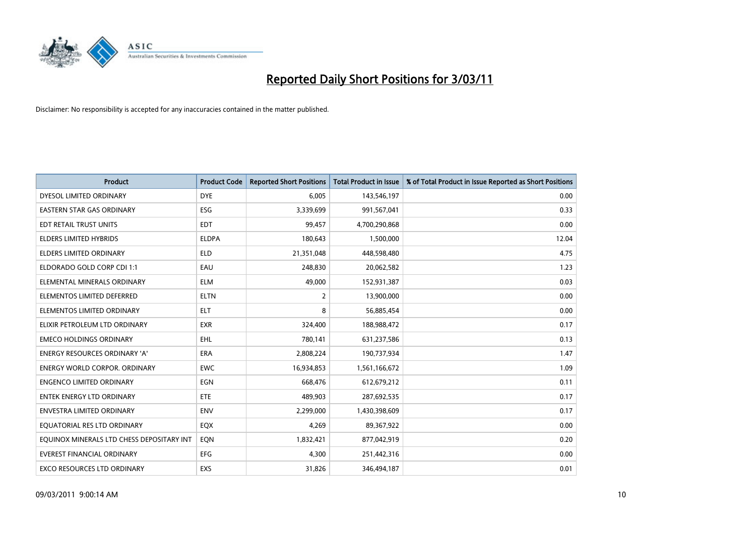# Reported Daily Short Positions for 3/03/11

Disclaimer: No responsibility is accepted for any inaccuracies contained in the matter published.

| Product | Product Code | Reported Short Positions | Total Product in Issue | % of Total Product in Issue Reported as Short Positions |
|---|---|---|---|---|
| DYESOL LIMITED ORDINARY | DYE | 6,005 | 143,546,197 | 0.00 |
| EASTERN STAR GAS ORDINARY | ESG | 3,339,699 | 991,567,041 | 0.33 |
| EDT RETAIL TRUST UNITS | EDT | 99,457 | 4,700,290,868 | 0.00 |
| ELDERS LIMITED HYBRIDS | ELDPA | 180,643 | 1,500,000 | 12.04 |
| ELDERS LIMITED ORDINARY | ELD | 21,351,048 | 448,598,480 | 4.75 |
| ELDORADO GOLD CORP CDI 1:1 | EAU | 248,830 | 20,062,582 | 1.23 |
| ELEMENTAL MINERALS ORDINARY | ELM | 49,000 | 152,931,387 | 0.03 |
| ELEMENTOS LIMITED DEFERRED | ELTN | 2 | 13,900,000 | 0.00 |
| ELEMENTOS LIMITED ORDINARY | ELT | 8 | 56,885,454 | 0.00 |
| ELIXIR PETROLEUM LTD ORDINARY | EXR | 324,400 | 188,988,472 | 0.17 |
| EMECO HOLDINGS ORDINARY | EHL | 780,141 | 631,237,586 | 0.13 |
| ENERGY RESOURCES ORDINARY 'A' | ERA | 2,808,224 | 190,737,934 | 1.47 |
| ENERGY WORLD CORPOR. ORDINARY | EWC | 16,934,853 | 1,561,166,672 | 1.09 |
| ENGENCO LIMITED ORDINARY | EGN | 668,476 | 612,679,212 | 0.11 |
| ENTEK ENERGY LTD ORDINARY | ETE | 489,903 | 287,692,535 | 0.17 |
| ENVESTRA LIMITED ORDINARY | ENV | 2,299,000 | 1,430,398,609 | 0.17 |
| EQUATORIAL RES LTD ORDINARY | EQX | 4,269 | 89,367,922 | 0.00 |
| EQUINOX MINERALS LTD CHESS DEPOSITARY INT | EQN | 1,832,421 | 877,042,919 | 0.20 |
| EVEREST FINANCIAL ORDINARY | EFG | 4,300 | 251,442,316 | 0.00 |
| EXCO RESOURCES LTD ORDINARY | EXS | 31,826 | 346,494,187 | 0.01 |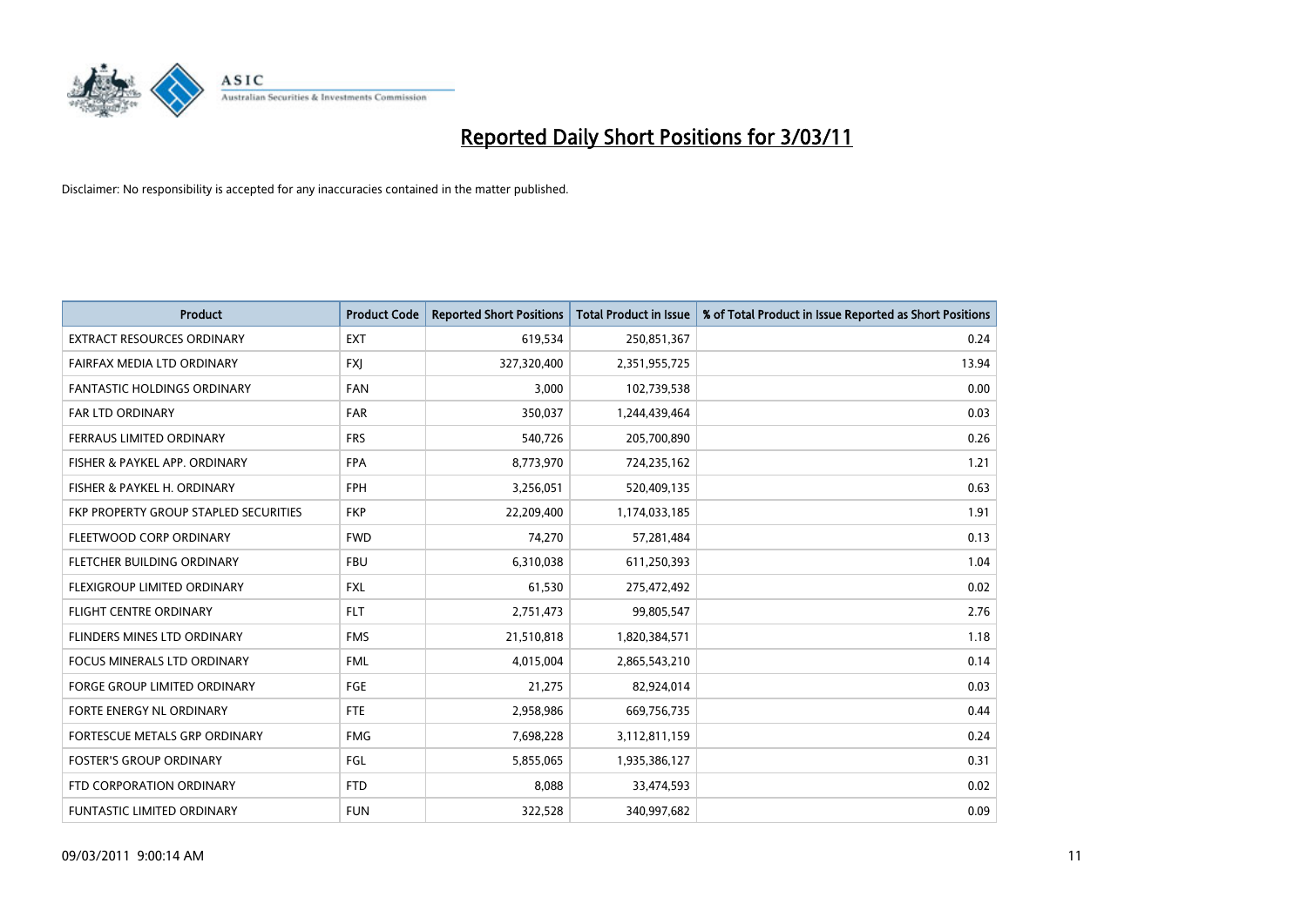# Reported Daily Short Positions for 3/03/11

Disclaimer: No responsibility is accepted for any inaccuracies contained in the matter published.

| Product | Product Code | Reported Short Positions | Total Product in Issue | % of Total Product in Issue Reported as Short Positions |
|---|---|---|---|---|
| EXTRACT RESOURCES ORDINARY | EXT | 619,534 | 250,851,367 | 0.24 |
| FAIRFAX MEDIA LTD ORDINARY | FXJ | 327,320,400 | 2,351,955,725 | 13.94 |
| FANTASTIC HOLDINGS ORDINARY | FAN | 3,000 | 102,739,538 | 0.00 |
| FAR LTD ORDINARY | FAR | 350,037 | 1,244,439,464 | 0.03 |
| FERRAUS LIMITED ORDINARY | FRS | 540,726 | 205,700,890 | 0.26 |
| FISHER & PAYKEL APP. ORDINARY | FPA | 8,773,970 | 724,235,162 | 1.21 |
| FISHER & PAYKEL H. ORDINARY | FPH | 3,256,051 | 520,409,135 | 0.63 |
| FKP PROPERTY GROUP STAPLED SECURITIES | FKP | 22,209,400 | 1,174,033,185 | 1.91 |
| FLEETWOOD CORP ORDINARY | FWD | 74,270 | 57,281,484 | 0.13 |
| FLETCHER BUILDING ORDINARY | FBU | 6,310,038 | 611,250,393 | 1.04 |
| FLEXIGROUP LIMITED ORDINARY | FXL | 61,530 | 275,472,492 | 0.02 |
| FLIGHT CENTRE ORDINARY | FLT | 2,751,473 | 99,805,547 | 2.76 |
| FLINDERS MINES LTD ORDINARY | FMS | 21,510,818 | 1,820,384,571 | 1.18 |
| FOCUS MINERALS LTD ORDINARY | FML | 4,015,004 | 2,865,543,210 | 0.14 |
| FORGE GROUP LIMITED ORDINARY | FGE | 21,275 | 82,924,014 | 0.03 |
| FORTE ENERGY NL ORDINARY | FTE | 2,958,986 | 669,756,735 | 0.44 |
| FORTESCUE METALS GRP ORDINARY | FMG | 7,698,228 | 3,112,811,159 | 0.24 |
| FOSTER'S GROUP ORDINARY | FGL | 5,855,065 | 1,935,386,127 | 0.31 |
| FTD CORPORATION ORDINARY | FTD | 8,088 | 33,474,593 | 0.02 |
| FUNTASTIC LIMITED ORDINARY | FUN | 322,528 | 340,997,682 | 0.09 |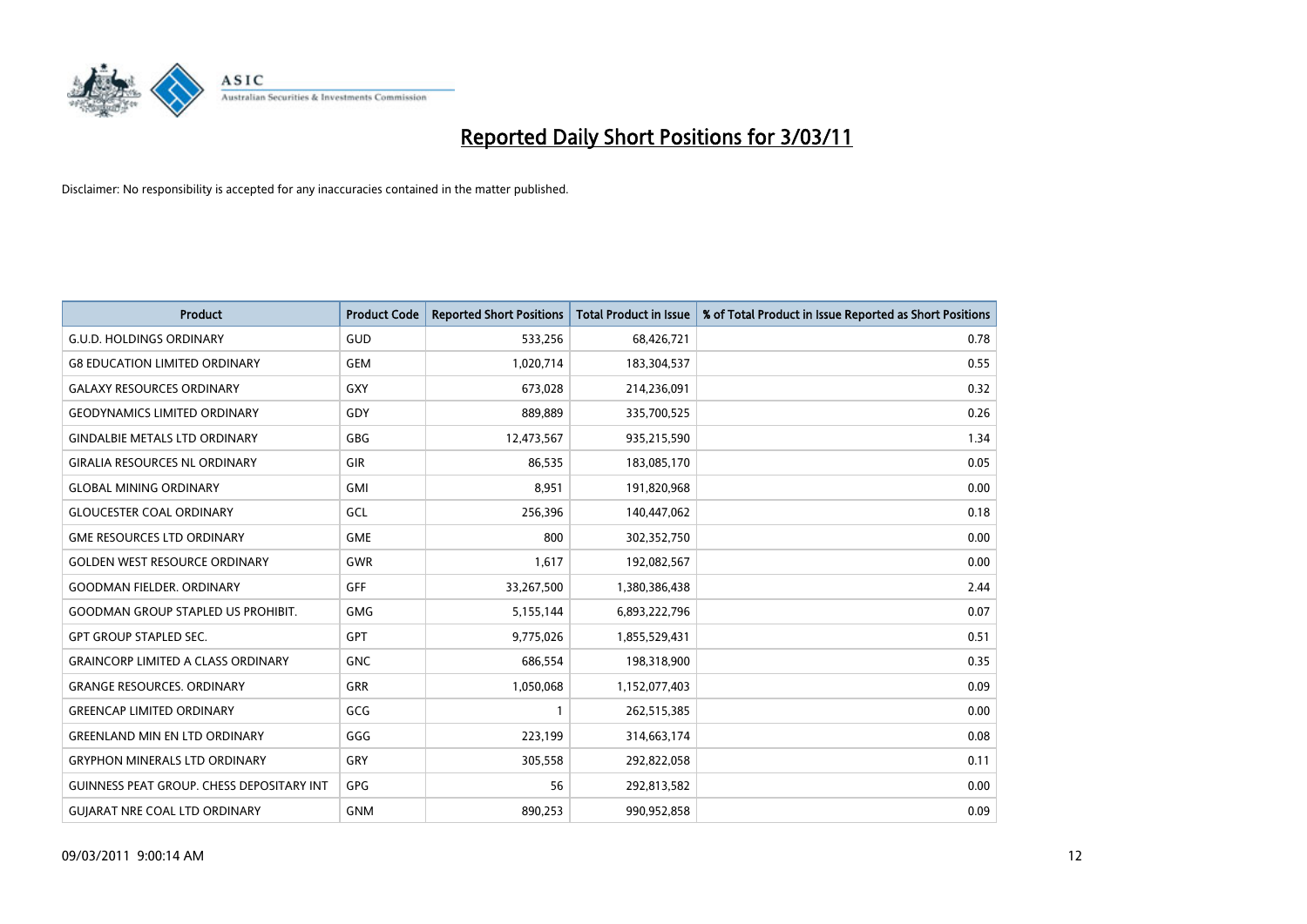# Reported Daily Short Positions for 3/03/11

Disclaimer: No responsibility is accepted for any inaccuracies contained in the matter published.

| Product | Product Code | Reported Short Positions | Total Product in Issue | % of Total Product in Issue Reported as Short Positions |
| --- | --- | --- | --- | --- |
| G.U.D. HOLDINGS ORDINARY | GUD | 533,256 | 68,426,721 | 0.78 |
| G8 EDUCATION LIMITED ORDINARY | GEM | 1,020,714 | 183,304,537 | 0.55 |
| GALAXY RESOURCES ORDINARY | GXY | 673,028 | 214,236,091 | 0.32 |
| GEODYNAMICS LIMITED ORDINARY | GDY | 889,889 | 335,700,525 | 0.26 |
| GINDALBIE METALS LTD ORDINARY | GBG | 12,473,567 | 935,215,590 | 1.34 |
| GIRALIA RESOURCES NL ORDINARY | GIR | 86,535 | 183,085,170 | 0.05 |
| GLOBAL MINING ORDINARY | GMI | 8,951 | 191,820,968 | 0.00 |
| GLOUCESTER COAL ORDINARY | GCL | 256,396 | 140,447,062 | 0.18 |
| GME RESOURCES LTD ORDINARY | GME | 800 | 302,352,750 | 0.00 |
| GOLDEN WEST RESOURCE ORDINARY | GWR | 1,617 | 192,082,567 | 0.00 |
| GOODMAN FIELDER. ORDINARY | GFF | 33,267,500 | 1,380,386,438 | 2.44 |
| GOODMAN GROUP STAPLED US PROHIBIT. | GMG | 5,155,144 | 6,893,222,796 | 0.07 |
| GPT GROUP STAPLED SEC. | GPT | 9,775,026 | 1,855,529,431 | 0.51 |
| GRAINCORP LIMITED A CLASS ORDINARY | GNC | 686,554 | 198,318,900 | 0.35 |
| GRANGE RESOURCES. ORDINARY | GRR | 1,050,068 | 1,152,077,403 | 0.09 |
| GREENCAP LIMITED ORDINARY | GCG | 1 | 262,515,385 | 0.00 |
| GREENLAND MIN EN LTD ORDINARY | GGG | 223,199 | 314,663,174 | 0.08 |
| GRYPHON MINERALS LTD ORDINARY | GRY | 305,558 | 292,822,058 | 0.11 |
| GUINNESS PEAT GROUP. CHESS DEPOSITARY INT | GPG | 56 | 292,813,582 | 0.00 |
| GUJARAT NRE COAL LTD ORDINARY | GNM | 890,253 | 990,952,858 | 0.09 |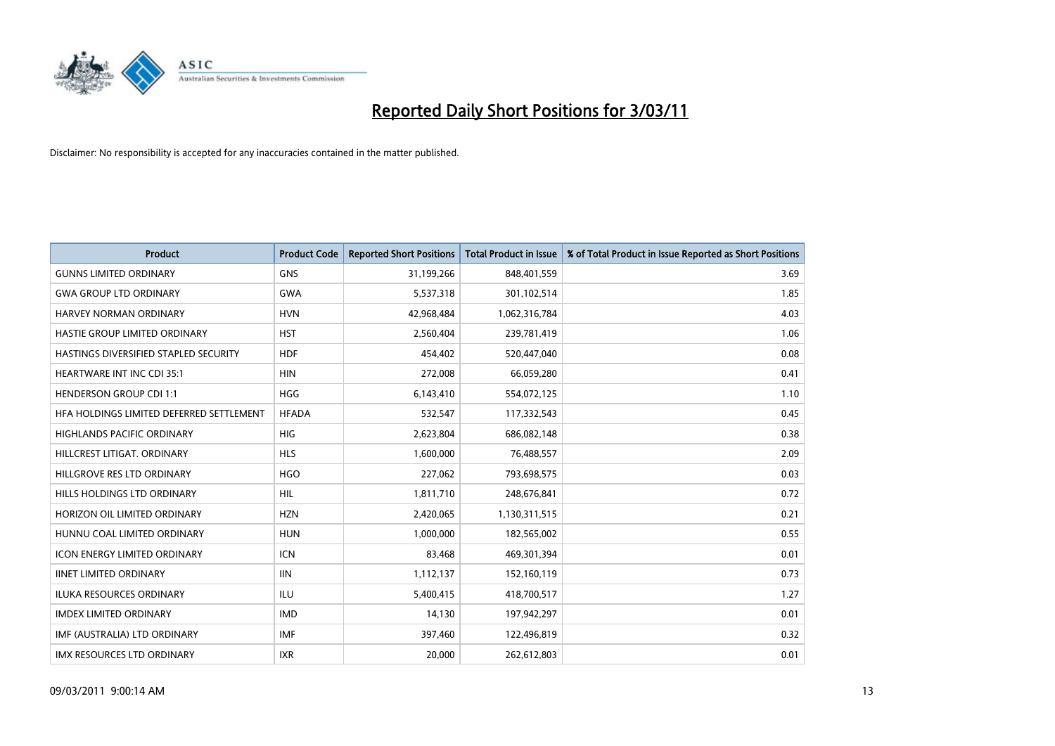# Reported Daily Short Positions for 3/03/11

Disclaimer: No responsibility is accepted for any inaccuracies contained in the matter published.

| Product | Product Code | Reported Short Positions | Total Product in Issue | % of Total Product in Issue Reported as Short Positions |
|---|---|---|---|---|
| GUNNS LIMITED ORDINARY | GNS | 31,199,266 | 848,401,559 | 3.69 |
| GWA GROUP LTD ORDINARY | GWA | 5,537,318 | 301,102,514 | 1.85 |
| HARVEY NORMAN ORDINARY | HVN | 42,968,484 | 1,062,316,784 | 4.03 |
| HASTIE GROUP LIMITED ORDINARY | HST | 2,560,404 | 239,781,419 | 1.06 |
| HASTINGS DIVERSIFIED STAPLED SECURITY | HDF | 454,402 | 520,447,040 | 0.08 |
| HEARTWARE INT INC CDI 35:1 | HIN | 272,008 | 66,059,280 | 0.41 |
| HENDERSON GROUP CDI 1:1 | HGG | 6,143,410 | 554,072,125 | 1.10 |
| HFA HOLDINGS LIMITED DEFERRED SETTLEMENT | HFADA | 532,547 | 117,332,543 | 0.45 |
| HIGHLANDS PACIFIC ORDINARY | HIG | 2,623,804 | 686,082,148 | 0.38 |
| HILLCREST LITIGAT. ORDINARY | HLS | 1,600,000 | 76,488,557 | 2.09 |
| HILLGROVE RES LTD ORDINARY | HGO | 227,062 | 793,698,575 | 0.03 |
| HILLS HOLDINGS LTD ORDINARY | HIL | 1,811,710 | 248,676,841 | 0.72 |
| HORIZON OIL LIMITED ORDINARY | HZN | 2,420,065 | 1,130,311,515 | 0.21 |
| HUNNU COAL LIMITED ORDINARY | HUN | 1,000,000 | 182,565,002 | 0.55 |
| ICON ENERGY LIMITED ORDINARY | ICN | 83,468 | 469,301,394 | 0.01 |
| IINET LIMITED ORDINARY | IIN | 1,112,137 | 152,160,119 | 0.73 |
| ILUKA RESOURCES ORDINARY | ILU | 5,400,415 | 418,700,517 | 1.27 |
| IMDEX LIMITED ORDINARY | IMD | 14,130 | 197,942,297 | 0.01 |
| IMF (AUSTRALIA) LTD ORDINARY | IMF | 397,460 | 122,496,819 | 0.32 |
| IMX RESOURCES LTD ORDINARY | IXR | 20,000 | 262,612,803 | 0.01 |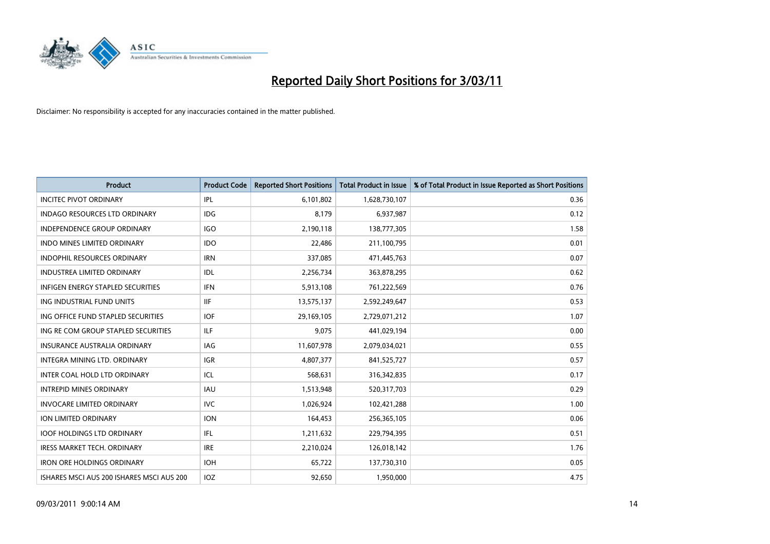# Reported Daily Short Positions for 3/03/11

Disclaimer: No responsibility is accepted for any inaccuracies contained in the matter published.

| Product | Product Code | Reported Short Positions | Total Product in Issue | % of Total Product in Issue Reported as Short Positions |
|---|---|---|---|---|
| INCITEC PIVOT ORDINARY | IPL | 6,101,802 | 1,628,730,107 | 0.36 |
| INDAGO RESOURCES LTD ORDINARY | IDG | 8,179 | 6,937,987 | 0.12 |
| INDEPENDENCE GROUP ORDINARY | IGO | 2,190,118 | 138,777,305 | 1.58 |
| INDO MINES LIMITED ORDINARY | IDO | 22,486 | 211,100,795 | 0.01 |
| INDOPHIL RESOURCES ORDINARY | IRN | 337,085 | 471,445,763 | 0.07 |
| INDUSTREA LIMITED ORDINARY | IDL | 2,256,734 | 363,878,295 | 0.62 |
| INFIGEN ENERGY STAPLED SECURITIES | IFN | 5,913,108 | 761,222,569 | 0.76 |
| ING INDUSTRIAL FUND UNITS | IIF | 13,575,137 | 2,592,249,647 | 0.53 |
| ING OFFICE FUND STAPLED SECURITIES | IOF | 29,169,105 | 2,729,071,212 | 1.07 |
| ING RE COM GROUP STAPLED SECURITIES | ILF | 9,075 | 441,029,194 | 0.00 |
| INSURANCE AUSTRALIA ORDINARY | IAG | 11,607,978 | 2,079,034,021 | 0.55 |
| INTEGRA MINING LTD. ORDINARY | IGR | 4,807,377 | 841,525,727 | 0.57 |
| INTER COAL HOLD LTD ORDINARY | ICL | 568,631 | 316,342,835 | 0.17 |
| INTREPID MINES ORDINARY | IAU | 1,513,948 | 520,317,703 | 0.29 |
| INVOCARE LIMITED ORDINARY | IVC | 1,026,924 | 102,421,288 | 1.00 |
| ION LIMITED ORDINARY | ION | 164,453 | 256,365,105 | 0.06 |
| IOOF HOLDINGS LTD ORDINARY | IFL | 1,211,632 | 229,794,395 | 0.51 |
| IRESS MARKET TECH. ORDINARY | IRE | 2,210,024 | 126,018,142 | 1.76 |
| IRON ORE HOLDINGS ORDINARY | IOH | 65,722 | 137,730,310 | 0.05 |
| ISHARES MSCI AUS 200 ISHARES MSCI AUS 200 | IOZ | 92,650 | 1,950,000 | 4.75 |

09/03/2011 9:00:14 AM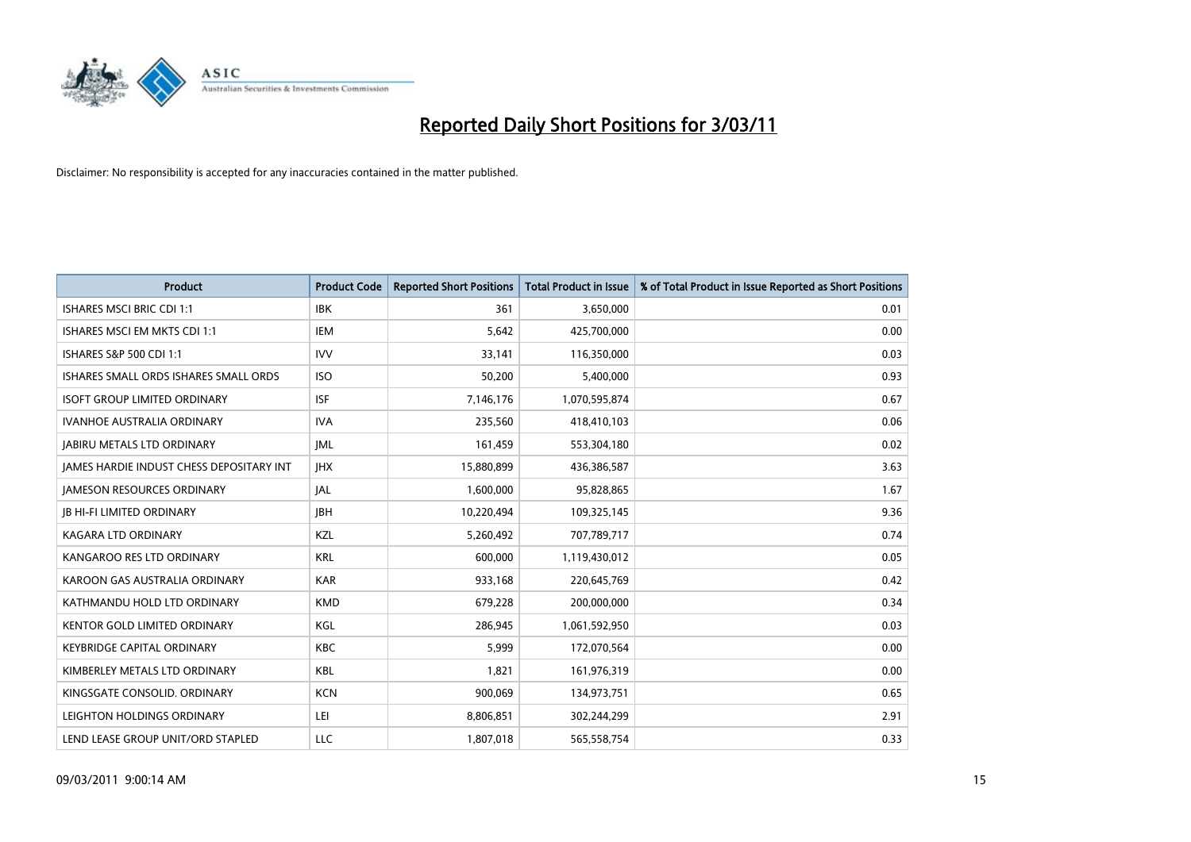# Reported Daily Short Positions for 3/03/11

Disclaimer: No responsibility is accepted for any inaccuracies contained in the matter published.

| Product | Product Code | Reported Short Positions | Total Product in Issue | % of Total Product in Issue Reported as Short Positions |
|---|---|---|---|---|
| ISHARES MSCI BRIC CDI 1:1 | IBK | 361 | 3,650,000 | 0.01 |
| ISHARES MSCI EM MKTS CDI 1:1 | IEM | 5,642 | 425,700,000 | 0.00 |
| ISHARES S&P 500 CDI 1:1 | IVV | 33,141 | 116,350,000 | 0.03 |
| ISHARES SMALL ORDS ISHARES SMALL ORDS | ISO | 50,200 | 5,400,000 | 0.93 |
| ISOFT GROUP LIMITED ORDINARY | ISF | 7,146,176 | 1,070,595,874 | 0.67 |
| IVANHOE AUSTRALIA ORDINARY | IVA | 235,560 | 418,410,103 | 0.06 |
| JABIRU METALS LTD ORDINARY | JML | 161,459 | 553,304,180 | 0.02 |
| JAMES HARDIE INDUST CHESS DEPOSITARY INT | JHX | 15,880,899 | 436,386,587 | 3.63 |
| JAMESON RESOURCES ORDINARY | JAL | 1,600,000 | 95,828,865 | 1.67 |
| JB HI-FI LIMITED ORDINARY | JBH | 10,220,494 | 109,325,145 | 9.36 |
| KAGARA LTD ORDINARY | KZL | 5,260,492 | 707,789,717 | 0.74 |
| KANGAROO RES LTD ORDINARY | KRL | 600,000 | 1,119,430,012 | 0.05 |
| KAROON GAS AUSTRALIA ORDINARY | KAR | 933,168 | 220,645,769 | 0.42 |
| KATHMANDU HOLD LTD ORDINARY | KMD | 679,228 | 200,000,000 | 0.34 |
| KENTOR GOLD LIMITED ORDINARY | KGL | 286,945 | 1,061,592,950 | 0.03 |
| KEYBRIDGE CAPITAL ORDINARY | KBC | 5,999 | 172,070,564 | 0.00 |
| KIMBERLEY METALS LTD ORDINARY | KBL | 1,821 | 161,976,319 | 0.00 |
| KINGSGATE CONSOLID. ORDINARY | KCN | 900,069 | 134,973,751 | 0.65 |
| LEIGHTON HOLDINGS ORDINARY | LEI | 8,806,851 | 302,244,299 | 2.91 |
| LEND LEASE GROUP UNIT/ORD STAPLED | LLC | 1,807,018 | 565,558,754 | 0.33 |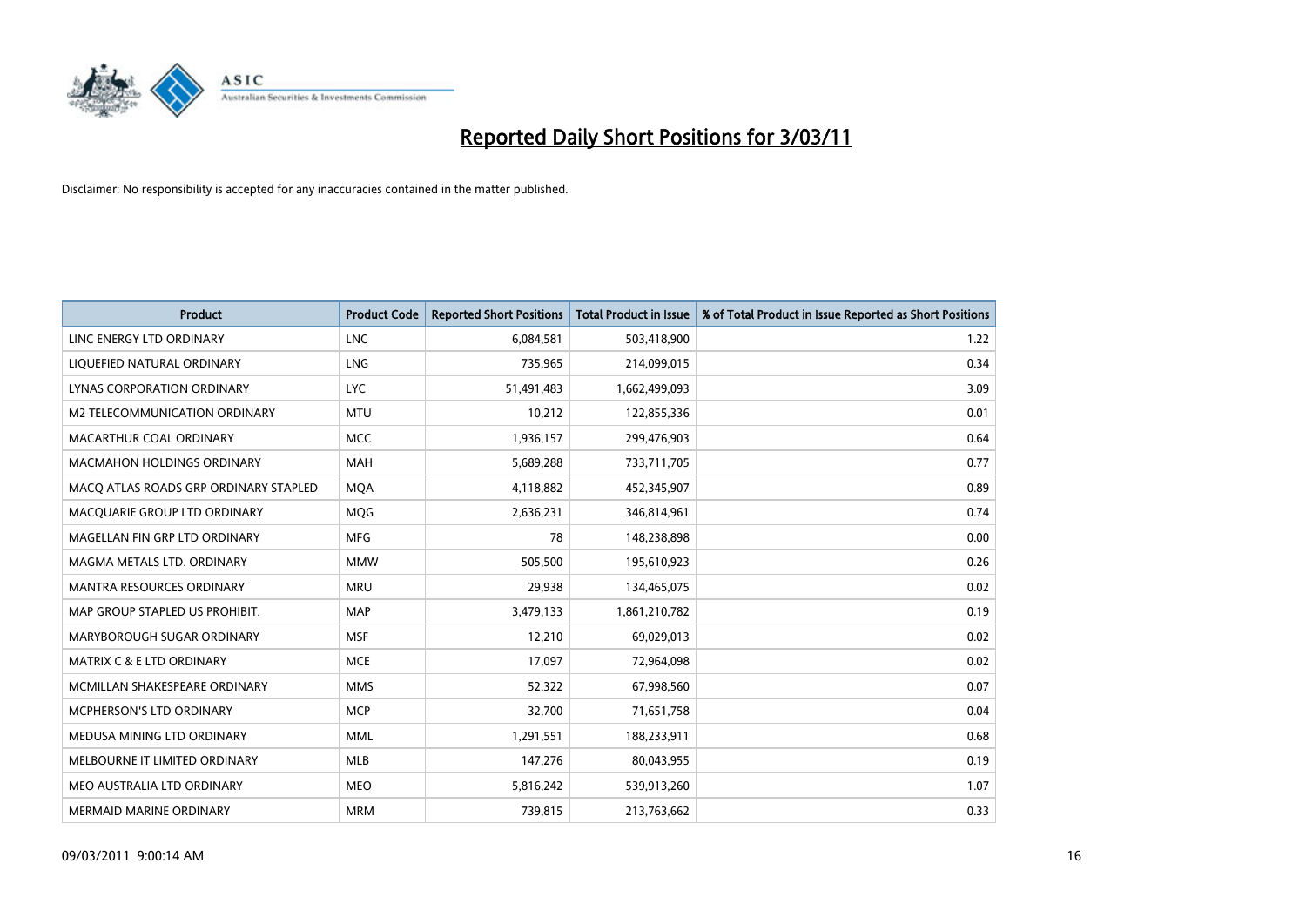# Reported Daily Short Positions for 3/03/11

Disclaimer: No responsibility is accepted for any inaccuracies contained in the matter published.

| Product | Product Code | Reported Short Positions | Total Product in Issue | % of Total Product in Issue Reported as Short Positions |
|---|---|---|---|---|
| LINC ENERGY LTD ORDINARY | LNC | 6,084,581 | 503,418,900 | 1.22 |
| LIQUEFIED NATURAL ORDINARY | LNG | 735,965 | 214,099,015 | 0.34 |
| LYNAS CORPORATION ORDINARY | LYC | 51,491,483 | 1,662,499,093 | 3.09 |
| M2 TELECOMMUNICATION ORDINARY | MTU | 10,212 | 122,855,336 | 0.01 |
| MACARTHUR COAL ORDINARY | MCC | 1,936,157 | 299,476,903 | 0.64 |
| MACMAHON HOLDINGS ORDINARY | MAH | 5,689,288 | 733,711,705 | 0.77 |
| MACQ ATLAS ROADS GRP ORDINARY STAPLED | MQA | 4,118,882 | 452,345,907 | 0.89 |
| MACQUARIE GROUP LTD ORDINARY | MQG | 2,636,231 | 346,814,961 | 0.74 |
| MAGELLAN FIN GRP LTD ORDINARY | MFG | 78 | 148,238,898 | 0.00 |
| MAGMA METALS LTD. ORDINARY | MMW | 505,500 | 195,610,923 | 0.26 |
| MANTRA RESOURCES ORDINARY | MRU | 29,938 | 134,465,075 | 0.02 |
| MAP GROUP STAPLED US PROHIBIT. | MAP | 3,479,133 | 1,861,210,782 | 0.19 |
| MARYBOROUGH SUGAR ORDINARY | MSF | 12,210 | 69,029,013 | 0.02 |
| MATRIX C & E LTD ORDINARY | MCE | 17,097 | 72,964,098 | 0.02 |
| MCMILLAN SHAKESPEARE ORDINARY | MMS | 52,322 | 67,998,560 | 0.07 |
| MCPHERSON'S LTD ORDINARY | MCP | 32,700 | 71,651,758 | 0.04 |
| MEDUSA MINING LTD ORDINARY | MML | 1,291,551 | 188,233,911 | 0.68 |
| MELBOURNE IT LIMITED ORDINARY | MLB | 147,276 | 80,043,955 | 0.19 |
| MEO AUSTRALIA LTD ORDINARY | MEO | 5,816,242 | 539,913,260 | 1.07 |
| MERMAID MARINE ORDINARY | MRM | 739,815 | 213,763,662 | 0.33 |

09/03/2011 9:00:14 AM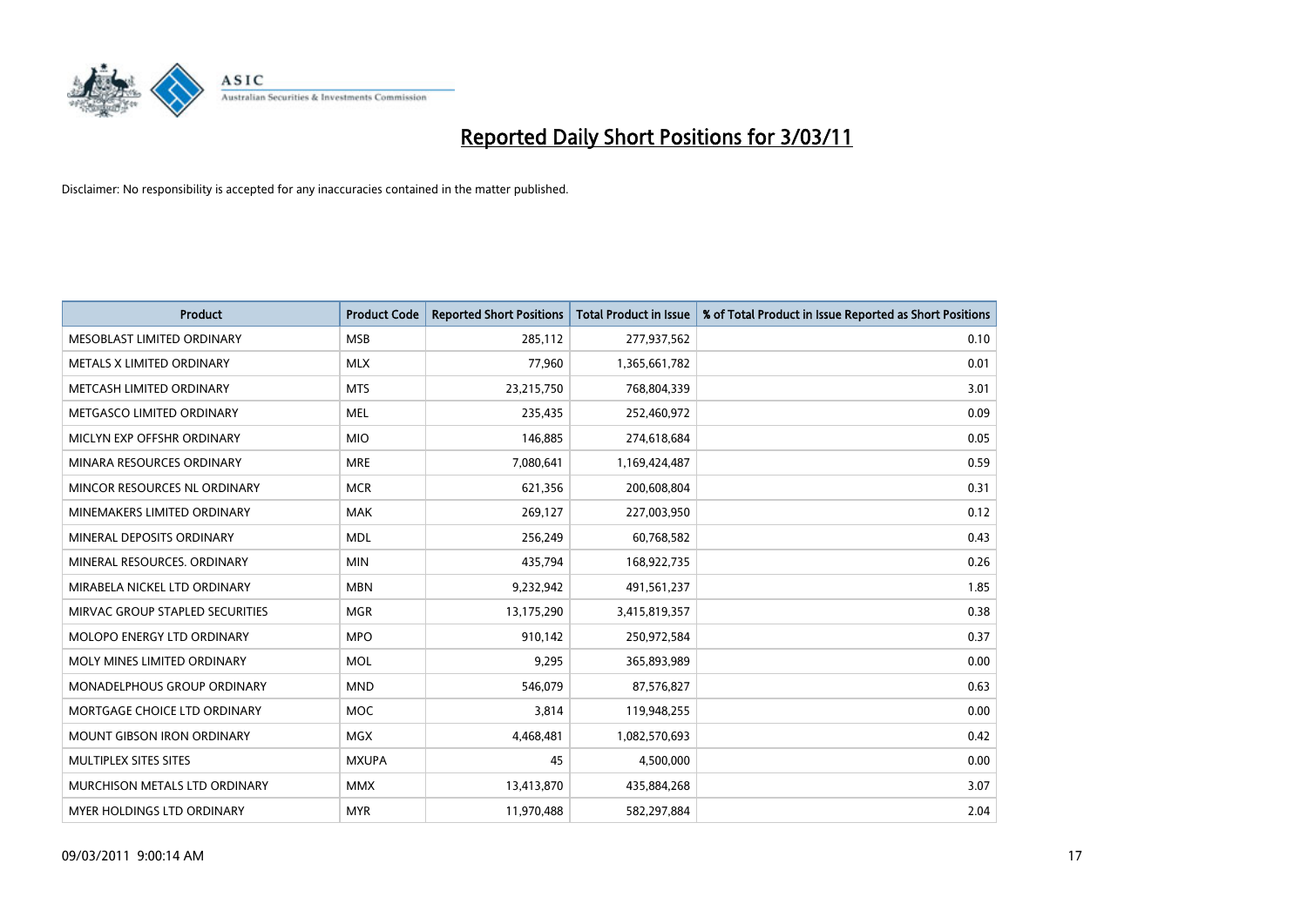# Reported Daily Short Positions for 3/03/11

Disclaimer: No responsibility is accepted for any inaccuracies contained in the matter published.

| Product | Product Code | Reported Short Positions | Total Product in Issue | % of Total Product in Issue Reported as Short Positions |
|---|---|---|---|---|
| MESOBLAST LIMITED ORDINARY | MSB | 285,112 | 277,937,562 | 0.10 |
| METALS X LIMITED ORDINARY | MLX | 77,960 | 1,365,661,782 | 0.01 |
| METCASH LIMITED ORDINARY | MTS | 23,215,750 | 768,804,339 | 3.01 |
| METGASCO LIMITED ORDINARY | MEL | 235,435 | 252,460,972 | 0.09 |
| MICLYN EXP OFFSHR ORDINARY | MIO | 146,885 | 274,618,684 | 0.05 |
| MINARA RESOURCES ORDINARY | MRE | 7,080,641 | 1,169,424,487 | 0.59 |
| MINCOR RESOURCES NL ORDINARY | MCR | 621,356 | 200,608,804 | 0.31 |
| MINEMAKERS LIMITED ORDINARY | MAK | 269,127 | 227,003,950 | 0.12 |
| MINERAL DEPOSITS ORDINARY | MDL | 256,249 | 60,768,582 | 0.43 |
| MINERAL RESOURCES. ORDINARY | MIN | 435,794 | 168,922,735 | 0.26 |
| MIRABELA NICKEL LTD ORDINARY | MBN | 9,232,942 | 491,561,237 | 1.85 |
| MIRVAC GROUP STAPLED SECURITIES | MGR | 13,175,290 | 3,415,819,357 | 0.38 |
| MOLOPO ENERGY LTD ORDINARY | MPO | 910,142 | 250,972,584 | 0.37 |
| MOLY MINES LIMITED ORDINARY | MOL | 9,295 | 365,893,989 | 0.00 |
| MONADELPHOUS GROUP ORDINARY | MND | 546,079 | 87,576,827 | 0.63 |
| MORTGAGE CHOICE LTD ORDINARY | MOC | 3,814 | 119,948,255 | 0.00 |
| MOUNT GIBSON IRON ORDINARY | MGX | 4,468,481 | 1,082,570,693 | 0.42 |
| MULTIPLEX SITES SITES | MXUPA | 45 | 4,500,000 | 0.00 |
| MURCHISON METALS LTD ORDINARY | MMX | 13,413,870 | 435,884,268 | 3.07 |
| MYER HOLDINGS LTD ORDINARY | MYR | 11,970,488 | 582,297,884 | 2.04 |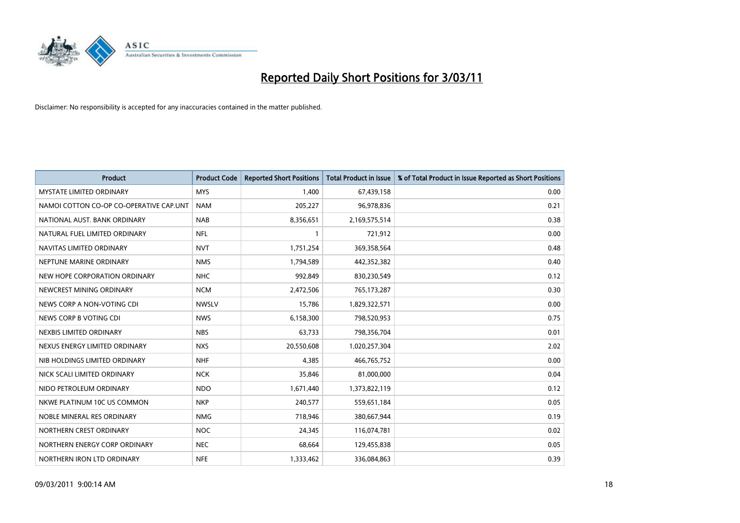# Reported Daily Short Positions for 3/03/11

Disclaimer: No responsibility is accepted for any inaccuracies contained in the matter published.

| Product | Product Code | Reported Short Positions | Total Product in Issue | % of Total Product in Issue Reported as Short Positions |
|---|---|---|---|---|
| MYSTATE LIMITED ORDINARY | MYS | 1,400 | 67,439,158 | 0.00 |
| NAMOI COTTON CO-OP CO-OPERATIVE CAP.UNT | NAM | 205,227 | 96,978,836 | 0.21 |
| NATIONAL AUST. BANK ORDINARY | NAB | 8,356,651 | 2,169,575,514 | 0.38 |
| NATURAL FUEL LIMITED ORDINARY | NFL | 1 | 721,912 | 0.00 |
| NAVITAS LIMITED ORDINARY | NVT | 1,751,254 | 369,358,564 | 0.48 |
| NEPTUNE MARINE ORDINARY | NMS | 1,794,589 | 442,352,382 | 0.40 |
| NEW HOPE CORPORATION ORDINARY | NHC | 992,849 | 830,230,549 | 0.12 |
| NEWCREST MINING ORDINARY | NCM | 2,472,506 | 765,173,287 | 0.30 |
| NEWS CORP A NON-VOTING CDI | NWSLV | 15,786 | 1,829,322,571 | 0.00 |
| NEWS CORP B VOTING CDI | NWS | 6,158,300 | 798,520,953 | 0.75 |
| NEXBIS LIMITED ORDINARY | NBS | 63,733 | 798,356,704 | 0.01 |
| NEXUS ENERGY LIMITED ORDINARY | NXS | 20,550,608 | 1,020,257,304 | 2.02 |
| NIB HOLDINGS LIMITED ORDINARY | NHF | 4,385 | 466,765,752 | 0.00 |
| NICK SCALI LIMITED ORDINARY | NCK | 35,846 | 81,000,000 | 0.04 |
| NIDO PETROLEUM ORDINARY | NDO | 1,671,440 | 1,373,822,119 | 0.12 |
| NKWE PLATINUM 10C US COMMON | NKP | 240,577 | 559,651,184 | 0.05 |
| NOBLE MINERAL RES ORDINARY | NMG | 718,946 | 380,667,944 | 0.19 |
| NORTHERN CREST ORDINARY | NOC | 24,345 | 116,074,781 | 0.02 |
| NORTHERN ENERGY CORP ORDINARY | NEC | 68,664 | 129,455,838 | 0.05 |
| NORTHERN IRON LTD ORDINARY | NFE | 1,333,462 | 336,084,863 | 0.39 |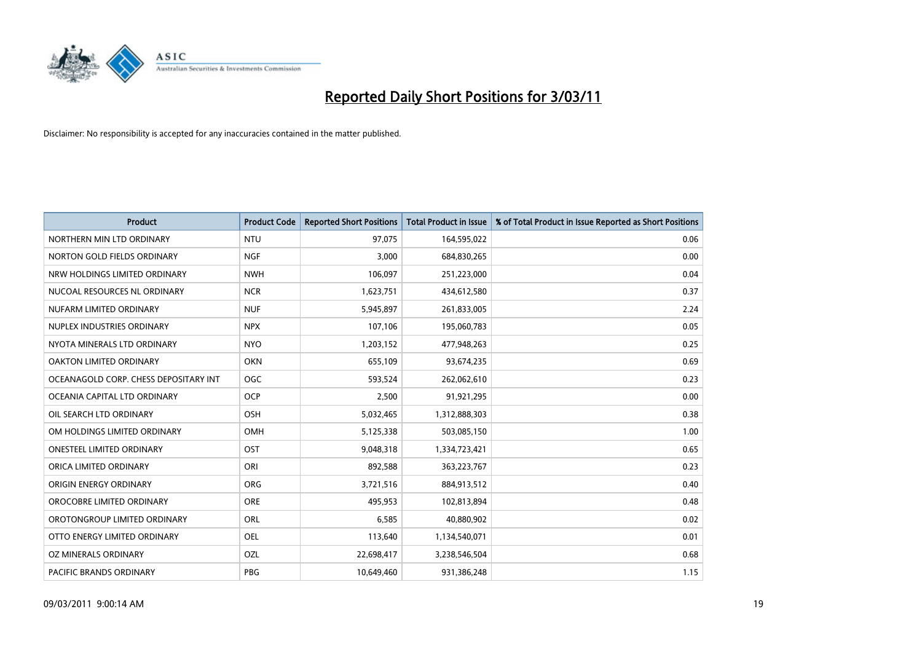# Reported Daily Short Positions for 3/03/11

Disclaimer: No responsibility is accepted for any inaccuracies contained in the matter published.

| Product | Product Code | Reported Short Positions | Total Product in Issue | % of Total Product in Issue Reported as Short Positions |
|---|---|---|---|---|
| NORTHERN MIN LTD ORDINARY | NTU | 97,075 | 164,595,022 | 0.06 |
| NORTON GOLD FIELDS ORDINARY | NGF | 3,000 | 684,830,265 | 0.00 |
| NRW HOLDINGS LIMITED ORDINARY | NWH | 106,097 | 251,223,000 | 0.04 |
| NUCOAL RESOURCES NL ORDINARY | NCR | 1,623,751 | 434,612,580 | 0.37 |
| NUFARM LIMITED ORDINARY | NUF | 5,945,897 | 261,833,005 | 2.24 |
| NUPLEX INDUSTRIES ORDINARY | NPX | 107,106 | 195,060,783 | 0.05 |
| NYOTA MINERALS LTD ORDINARY | NYO | 1,203,152 | 477,948,263 | 0.25 |
| OAKTON LIMITED ORDINARY | OKN | 655,109 | 93,674,235 | 0.69 |
| OCEANAGOLD CORP. CHESS DEPOSITARY INT | OGC | 593,524 | 262,062,610 | 0.23 |
| OCEANIA CAPITAL LTD ORDINARY | OCP | 2,500 | 91,921,295 | 0.00 |
| OIL SEARCH LTD ORDINARY | OSH | 5,032,465 | 1,312,888,303 | 0.38 |
| OM HOLDINGS LIMITED ORDINARY | OMH | 5,125,338 | 503,085,150 | 1.00 |
| ONESTEEL LIMITED ORDINARY | OST | 9,048,318 | 1,334,723,421 | 0.65 |
| ORICA LIMITED ORDINARY | ORI | 892,588 | 363,223,767 | 0.23 |
| ORIGIN ENERGY ORDINARY | ORG | 3,721,516 | 884,913,512 | 0.40 |
| OROCOBRE LIMITED ORDINARY | ORE | 495,953 | 102,813,894 | 0.48 |
| OROTONGROUP LIMITED ORDINARY | ORL | 6,585 | 40,880,902 | 0.02 |
| OTTO ENERGY LIMITED ORDINARY | OEL | 113,640 | 1,134,540,071 | 0.01 |
| OZ MINERALS ORDINARY | OZL | 22,698,417 | 3,238,546,504 | 0.68 |
| PACIFIC BRANDS ORDINARY | PBG | 10,649,460 | 931,386,248 | 1.15 |

09/03/2011 9:00:14 AM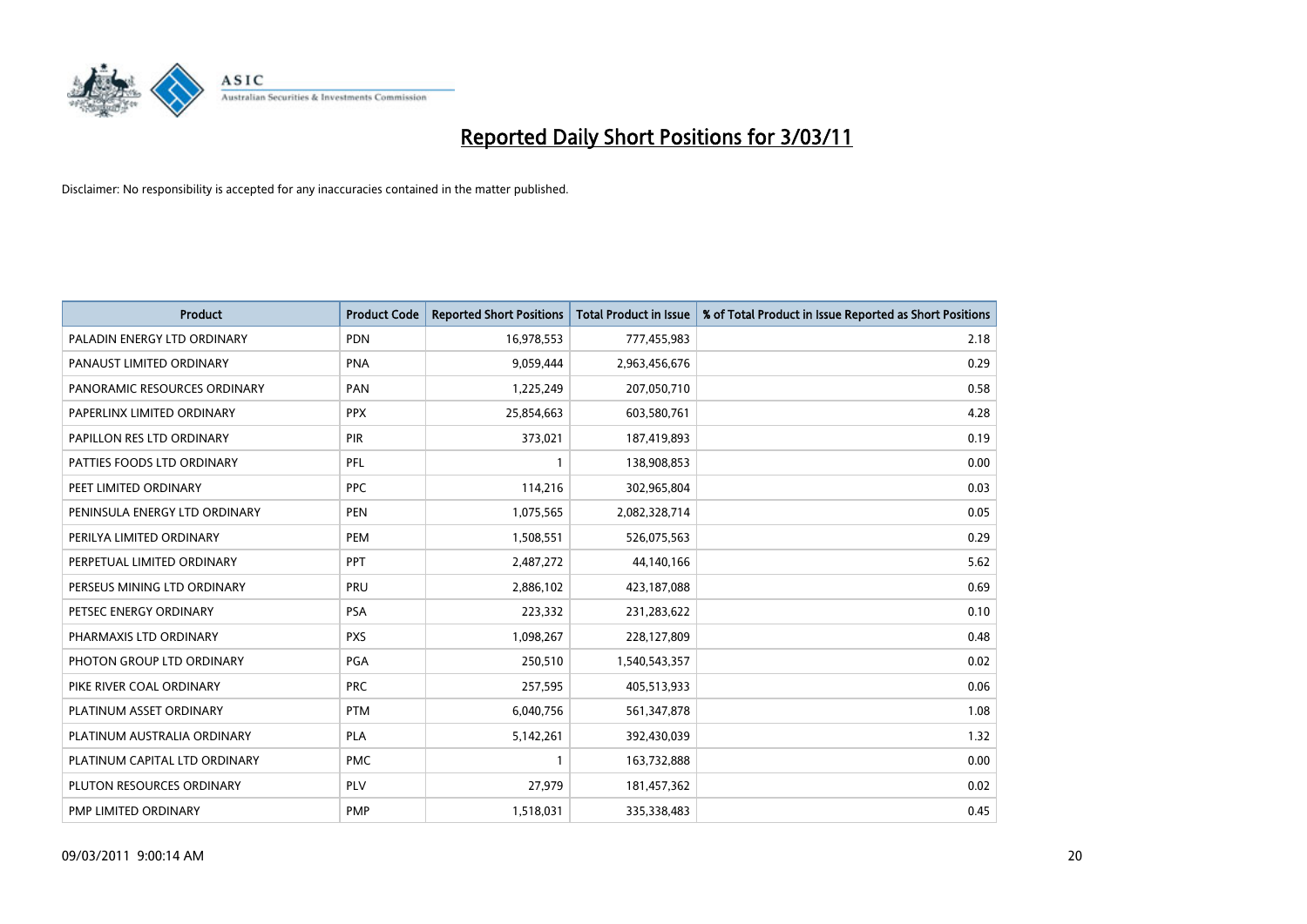# Reported Daily Short Positions for 3/03/11

Disclaimer: No responsibility is accepted for any inaccuracies contained in the matter published.

| Product | Product Code | Reported Short Positions | Total Product in Issue | % of Total Product in Issue Reported as Short Positions |
|---|---|---|---|---|
| PALADIN ENERGY LTD ORDINARY | PDN | 16,978,553 | 777,455,983 | 2.18 |
| PANAUST LIMITED ORDINARY | PNA | 9,059,444 | 2,963,456,676 | 0.29 |
| PANORAMIC RESOURCES ORDINARY | PAN | 1,225,249 | 207,050,710 | 0.58 |
| PAPERLINX LIMITED ORDINARY | PPX | 25,854,663 | 603,580,761 | 4.28 |
| PAPILLON RES LTD ORDINARY | PIR | 373,021 | 187,419,893 | 0.19 |
| PATTIES FOODS LTD ORDINARY | PFL | 1 | 138,908,853 | 0.00 |
| PEET LIMITED ORDINARY | PPC | 114,216 | 302,965,804 | 0.03 |
| PENINSULA ENERGY LTD ORDINARY | PEN | 1,075,565 | 2,082,328,714 | 0.05 |
| PERILYA LIMITED ORDINARY | PEM | 1,508,551 | 526,075,563 | 0.29 |
| PERPETUAL LIMITED ORDINARY | PPT | 2,487,272 | 44,140,166 | 5.62 |
| PERSEUS MINING LTD ORDINARY | PRU | 2,886,102 | 423,187,088 | 0.69 |
| PETSEC ENERGY ORDINARY | PSA | 223,332 | 231,283,622 | 0.10 |
| PHARMAXIS LTD ORDINARY | PXS | 1,098,267 | 228,127,809 | 0.48 |
| PHOTON GROUP LTD ORDINARY | PGA | 250,510 | 1,540,543,357 | 0.02 |
| PIKE RIVER COAL ORDINARY | PRC | 257,595 | 405,513,933 | 0.06 |
| PLATINUM ASSET ORDINARY | PTM | 6,040,756 | 561,347,878 | 1.08 |
| PLATINUM AUSTRALIA ORDINARY | PLA | 5,142,261 | 392,430,039 | 1.32 |
| PLATINUM CAPITAL LTD ORDINARY | PMC | 1 | 163,732,888 | 0.00 |
| PLUTON RESOURCES ORDINARY | PLV | 27,979 | 181,457,362 | 0.02 |
| PMP LIMITED ORDINARY | PMP | 1,518,031 | 335,338,483 | 0.45 |

09/03/2011 9:00:14 AM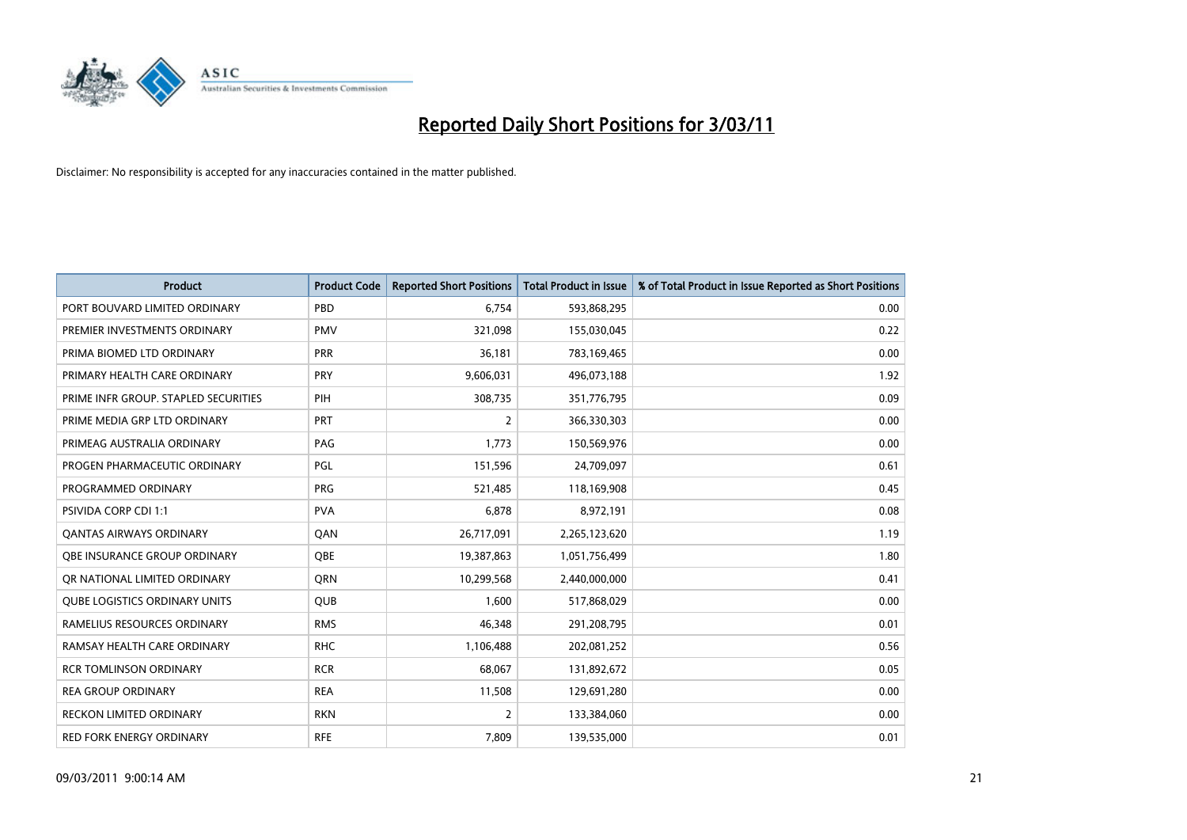# Reported Daily Short Positions for 3/03/11

Disclaimer: No responsibility is accepted for any inaccuracies contained in the matter published.

| Product | Product Code | Reported Short Positions | Total Product in Issue | % of Total Product in Issue Reported as Short Positions |
|---|---|---|---|---|
| PORT BOUVARD LIMITED ORDINARY | PBD | 6,754 | 593,868,295 | 0.00 |
| PREMIER INVESTMENTS ORDINARY | PMV | 321,098 | 155,030,045 | 0.22 |
| PRIMA BIOMED LTD ORDINARY | PRR | 36,181 | 783,169,465 | 0.00 |
| PRIMARY HEALTH CARE ORDINARY | PRY | 9,606,031 | 496,073,188 | 1.92 |
| PRIME INFR GROUP. STAPLED SECURITIES | PIH | 308,735 | 351,776,795 | 0.09 |
| PRIME MEDIA GRP LTD ORDINARY | PRT | 2 | 366,330,303 | 0.00 |
| PRIMEAG AUSTRALIA ORDINARY | PAG | 1,773 | 150,569,976 | 0.00 |
| PROGEN PHARMACEUTIC ORDINARY | PGL | 151,596 | 24,709,097 | 0.61 |
| PROGRAMMED ORDINARY | PRG | 521,485 | 118,169,908 | 0.45 |
| PSIVIDA CORP CDI 1:1 | PVA | 6,878 | 8,972,191 | 0.08 |
| QANTAS AIRWAYS ORDINARY | QAN | 26,717,091 | 2,265,123,620 | 1.19 |
| QBE INSURANCE GROUP ORDINARY | QBE | 19,387,863 | 1,051,756,499 | 1.80 |
| QR NATIONAL LIMITED ORDINARY | QRN | 10,299,568 | 2,440,000,000 | 0.41 |
| QUBE LOGISTICS ORDINARY UNITS | QUB | 1,600 | 517,868,029 | 0.00 |
| RAMELIUS RESOURCES ORDINARY | RMS | 46,348 | 291,208,795 | 0.01 |
| RAMSAY HEALTH CARE ORDINARY | RHC | 1,106,488 | 202,081,252 | 0.56 |
| RCR TOMLINSON ORDINARY | RCR | 68,067 | 131,892,672 | 0.05 |
| REA GROUP ORDINARY | REA | 11,508 | 129,691,280 | 0.00 |
| RECKON LIMITED ORDINARY | RKN | 2 | 133,384,060 | 0.00 |
| RED FORK ENERGY ORDINARY | RFE | 7,809 | 139,535,000 | 0.01 |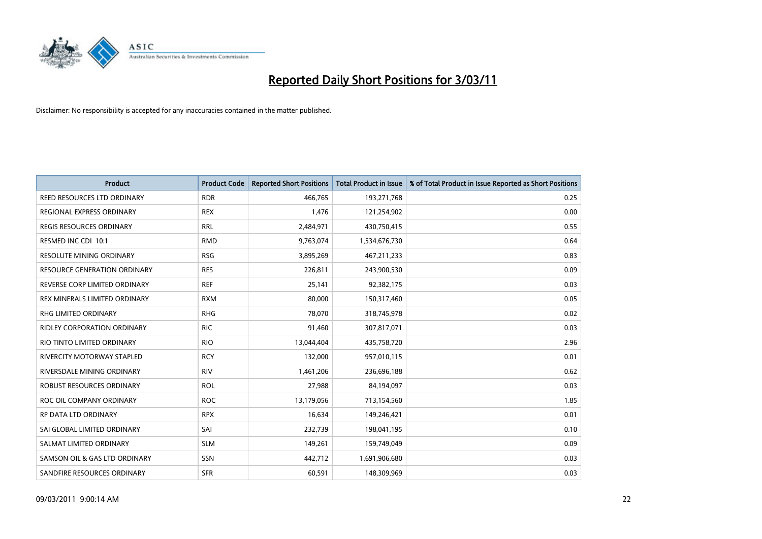# Reported Daily Short Positions for 3/03/11

Disclaimer: No responsibility is accepted for any inaccuracies contained in the matter published.

| Product | Product Code | Reported Short Positions | Total Product in Issue | % of Total Product in Issue Reported as Short Positions |
|---|---|---|---|---|
| REED RESOURCES LTD ORDINARY | RDR | 466,765 | 193,271,768 | 0.25 |
| REGIONAL EXPRESS ORDINARY | REX | 1,476 | 121,254,902 | 0.00 |
| REGIS RESOURCES ORDINARY | RRL | 2,484,971 | 430,750,415 | 0.55 |
| RESMED INC CDI 10:1 | RMD | 9,763,074 | 1,534,676,730 | 0.64 |
| RESOLUTE MINING ORDINARY | RSG | 3,895,269 | 467,211,233 | 0.83 |
| RESOURCE GENERATION ORDINARY | RES | 226,811 | 243,900,530 | 0.09 |
| REVERSE CORP LIMITED ORDINARY | REF | 25,141 | 92,382,175 | 0.03 |
| REX MINERALS LIMITED ORDINARY | RXM | 80,000 | 150,317,460 | 0.05 |
| RHG LIMITED ORDINARY | RHG | 78,070 | 318,745,978 | 0.02 |
| RIDLEY CORPORATION ORDINARY | RIC | 91,460 | 307,817,071 | 0.03 |
| RIO TINTO LIMITED ORDINARY | RIO | 13,044,404 | 435,758,720 | 2.96 |
| RIVERCITY MOTORWAY STAPLED | RCY | 132,000 | 957,010,115 | 0.01 |
| RIVERSDALE MINING ORDINARY | RIV | 1,461,206 | 236,696,188 | 0.62 |
| ROBUST RESOURCES ORDINARY | ROL | 27,988 | 84,194,097 | 0.03 |
| ROC OIL COMPANY ORDINARY | ROC | 13,179,056 | 713,154,560 | 1.85 |
| RP DATA LTD ORDINARY | RPX | 16,634 | 149,246,421 | 0.01 |
| SAI GLOBAL LIMITED ORDINARY | SAI | 232,739 | 198,041,195 | 0.10 |
| SALMAT LIMITED ORDINARY | SLM | 149,261 | 159,749,049 | 0.09 |
| SAMSON OIL & GAS LTD ORDINARY | SSN | 442,712 | 1,691,906,680 | 0.03 |
| SANDFIRE RESOURCES ORDINARY | SFR | 60,591 | 148,309,969 | 0.03 |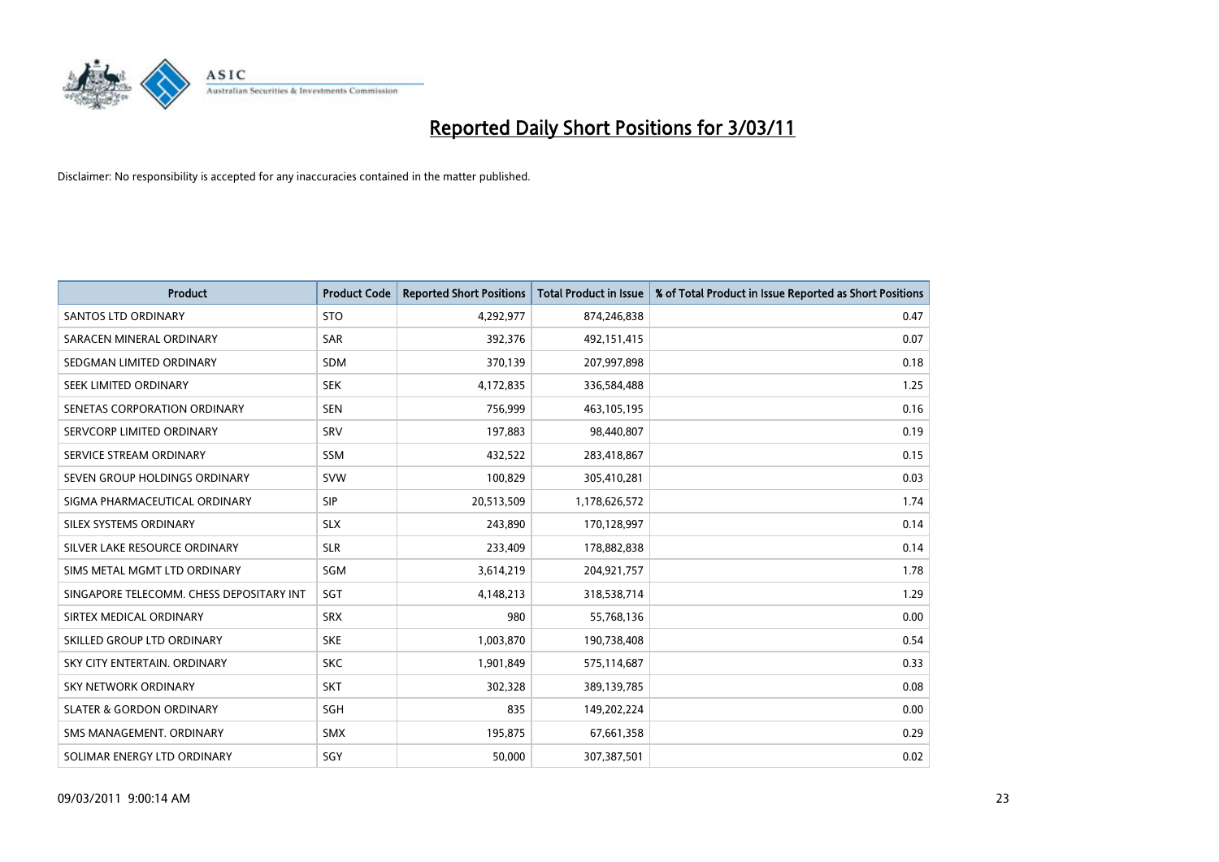# Reported Daily Short Positions for 3/03/11

Disclaimer: No responsibility is accepted for any inaccuracies contained in the matter published.

| Product | Product Code | Reported Short Positions | Total Product in Issue | % of Total Product in Issue Reported as Short Positions |
|---|---|---|---|---|
| SANTOS LTD ORDINARY | STO | 4,292,977 | 874,246,838 | 0.47 |
| SARACEN MINERAL ORDINARY | SAR | 392,376 | 492,151,415 | 0.07 |
| SEDGMAN LIMITED ORDINARY | SDM | 370,139 | 207,997,898 | 0.18 |
| SEEK LIMITED ORDINARY | SEK | 4,172,835 | 336,584,488 | 1.25 |
| SENETAS CORPORATION ORDINARY | SEN | 756,999 | 463,105,195 | 0.16 |
| SERVCORP LIMITED ORDINARY | SRV | 197,883 | 98,440,807 | 0.19 |
| SERVICE STREAM ORDINARY | SSM | 432,522 | 283,418,867 | 0.15 |
| SEVEN GROUP HOLDINGS ORDINARY | SVW | 100,829 | 305,410,281 | 0.03 |
| SIGMA PHARMACEUTICAL ORDINARY | SIP | 20,513,509 | 1,178,626,572 | 1.74 |
| SILEX SYSTEMS ORDINARY | SLX | 243,890 | 170,128,997 | 0.14 |
| SILVER LAKE RESOURCE ORDINARY | SLR | 233,409 | 178,882,838 | 0.14 |
| SIMS METAL MGMT LTD ORDINARY | SGM | 3,614,219 | 204,921,757 | 1.78 |
| SINGAPORE TELECOMM. CHESS DEPOSITARY INT | SGT | 4,148,213 | 318,538,714 | 1.29 |
| SIRTEX MEDICAL ORDINARY | SRX | 980 | 55,768,136 | 0.00 |
| SKILLED GROUP LTD ORDINARY | SKE | 1,003,870 | 190,738,408 | 0.54 |
| SKY CITY ENTERTAIN. ORDINARY | SKC | 1,901,849 | 575,114,687 | 0.33 |
| SKY NETWORK ORDINARY | SKT | 302,328 | 389,139,785 | 0.08 |
| SLATER & GORDON ORDINARY | SGH | 835 | 149,202,224 | 0.00 |
| SMS MANAGEMENT. ORDINARY | SMX | 195,875 | 67,661,358 | 0.29 |
| SOLIMAR ENERGY LTD ORDINARY | SGY | 50,000 | 307,387,501 | 0.02 |

09/03/2011 9:00:14 AM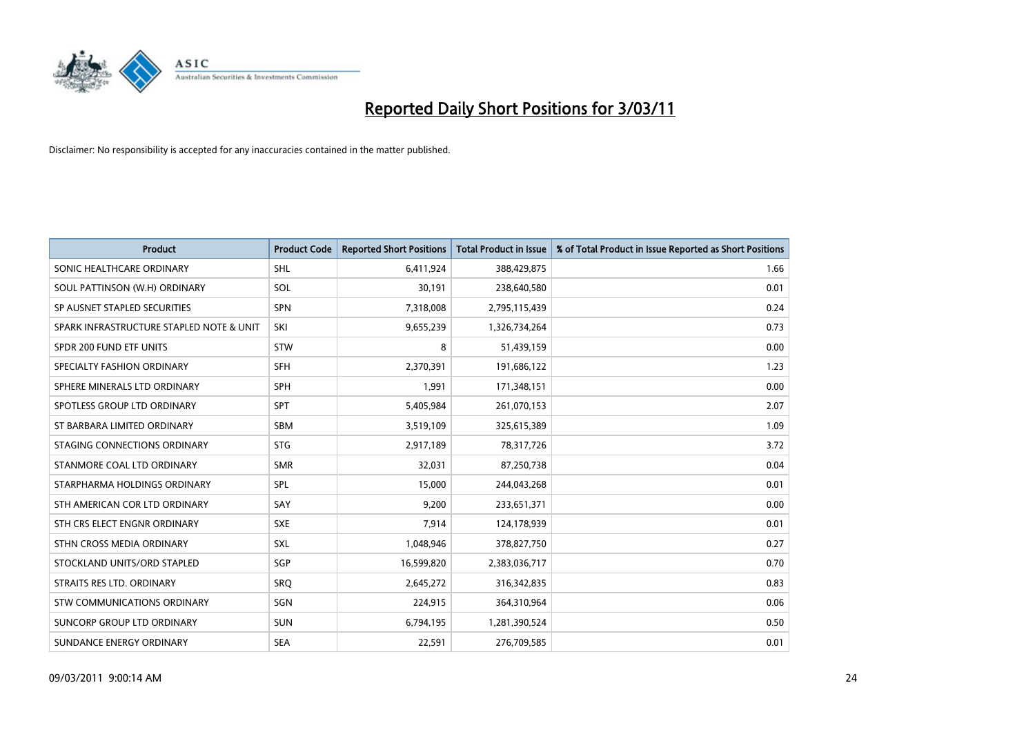# Reported Daily Short Positions for 3/03/11

Disclaimer: No responsibility is accepted for any inaccuracies contained in the matter published.

| Product | Product Code | Reported Short Positions | Total Product in Issue | % of Total Product in Issue Reported as Short Positions |
|---|---|---|---|---|
| SONIC HEALTHCARE ORDINARY | SHL | 6,411,924 | 388,429,875 | 1.66 |
| SOUL PATTINSON (W.H) ORDINARY | SOL | 30,191 | 238,640,580 | 0.01 |
| SP AUSNET STAPLED SECURITIES | SPN | 7,318,008 | 2,795,115,439 | 0.24 |
| SPARK INFRASTRUCTURE STAPLED NOTE & UNIT | SKI | 9,655,239 | 1,326,734,264 | 0.73 |
| SPDR 200 FUND ETF UNITS | STW | 8 | 51,439,159 | 0.00 |
| SPECIALTY FASHION ORDINARY | SFH | 2,370,391 | 191,686,122 | 1.23 |
| SPHERE MINERALS LTD ORDINARY | SPH | 1,991 | 171,348,151 | 0.00 |
| SPOTLESS GROUP LTD ORDINARY | SPT | 5,405,984 | 261,070,153 | 2.07 |
| ST BARBARA LIMITED ORDINARY | SBM | 3,519,109 | 325,615,389 | 1.09 |
| STAGING CONNECTIONS ORDINARY | STG | 2,917,189 | 78,317,726 | 3.72 |
| STANMORE COAL LTD ORDINARY | SMR | 32,031 | 87,250,738 | 0.04 |
| STARPHARMA HOLDINGS ORDINARY | SPL | 15,000 | 244,043,268 | 0.01 |
| STH AMERICAN COR LTD ORDINARY | SAY | 9,200 | 233,651,371 | 0.00 |
| STH CRS ELECT ENGNR ORDINARY | SXE | 7,914 | 124,178,939 | 0.01 |
| STHN CROSS MEDIA ORDINARY | SXL | 1,048,946 | 378,827,750 | 0.27 |
| STOCKLAND UNITS/ORD STAPLED | SGP | 16,599,820 | 2,383,036,717 | 0.70 |
| STRAITS RES LTD. ORDINARY | SRQ | 2,645,272 | 316,342,835 | 0.83 |
| STW COMMUNICATIONS ORDINARY | SGN | 224,915 | 364,310,964 | 0.06 |
| SUNCORP GROUP LTD ORDINARY | SUN | 6,794,195 | 1,281,390,524 | 0.50 |
| SUNDANCE ENERGY ORDINARY | SEA | 22,591 | 276,709,585 | 0.01 |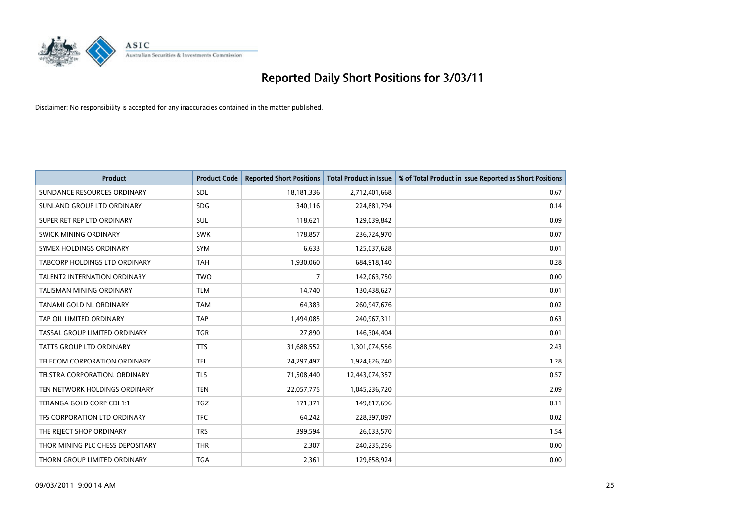# Reported Daily Short Positions for 3/03/11

Disclaimer: No responsibility is accepted for any inaccuracies contained in the matter published.

| Product | Product Code | Reported Short Positions | Total Product in Issue | % of Total Product in Issue Reported as Short Positions |
|---|---|---|---|---|
| SUNDANCE RESOURCES ORDINARY | SDL | 18,181,336 | 2,712,401,668 | 0.67 |
| SUNLAND GROUP LTD ORDINARY | SDG | 340,116 | 224,881,794 | 0.14 |
| SUPER RET REP LTD ORDINARY | SUL | 118,621 | 129,039,842 | 0.09 |
| SWICK MINING ORDINARY | SWK | 178,857 | 236,724,970 | 0.07 |
| SYMEX HOLDINGS ORDINARY | SYM | 6,633 | 125,037,628 | 0.01 |
| TABCORP HOLDINGS LTD ORDINARY | TAH | 1,930,060 | 684,918,140 | 0.28 |
| TALENT2 INTERNATION ORDINARY | TWO | 7 | 142,063,750 | 0.00 |
| TALISMAN MINING ORDINARY | TLM | 14,740 | 130,438,627 | 0.01 |
| TANAMI GOLD NL ORDINARY | TAM | 64,383 | 260,947,676 | 0.02 |
| TAP OIL LIMITED ORDINARY | TAP | 1,494,085 | 240,967,311 | 0.63 |
| TASSAL GROUP LIMITED ORDINARY | TGR | 27,890 | 146,304,404 | 0.01 |
| TATTS GROUP LTD ORDINARY | TTS | 31,688,552 | 1,301,074,556 | 2.43 |
| TELECOM CORPORATION ORDINARY | TEL | 24,297,497 | 1,924,626,240 | 1.28 |
| TELSTRA CORPORATION. ORDINARY | TLS | 71,508,440 | 12,443,074,357 | 0.57 |
| TEN NETWORK HOLDINGS ORDINARY | TEN | 22,057,775 | 1,045,236,720 | 2.09 |
| TERANGA GOLD CORP CDI 1:1 | TGZ | 171,371 | 149,817,696 | 0.11 |
| TFS CORPORATION LTD ORDINARY | TFC | 64,242 | 228,397,097 | 0.02 |
| THE REJECT SHOP ORDINARY | TRS | 399,594 | 26,033,570 | 1.54 |
| THOR MINING PLC CHESS DEPOSITARY | THR | 2,307 | 240,235,256 | 0.00 |
| THORN GROUP LIMITED ORDINARY | TGA | 2,361 | 129,858,924 | 0.00 |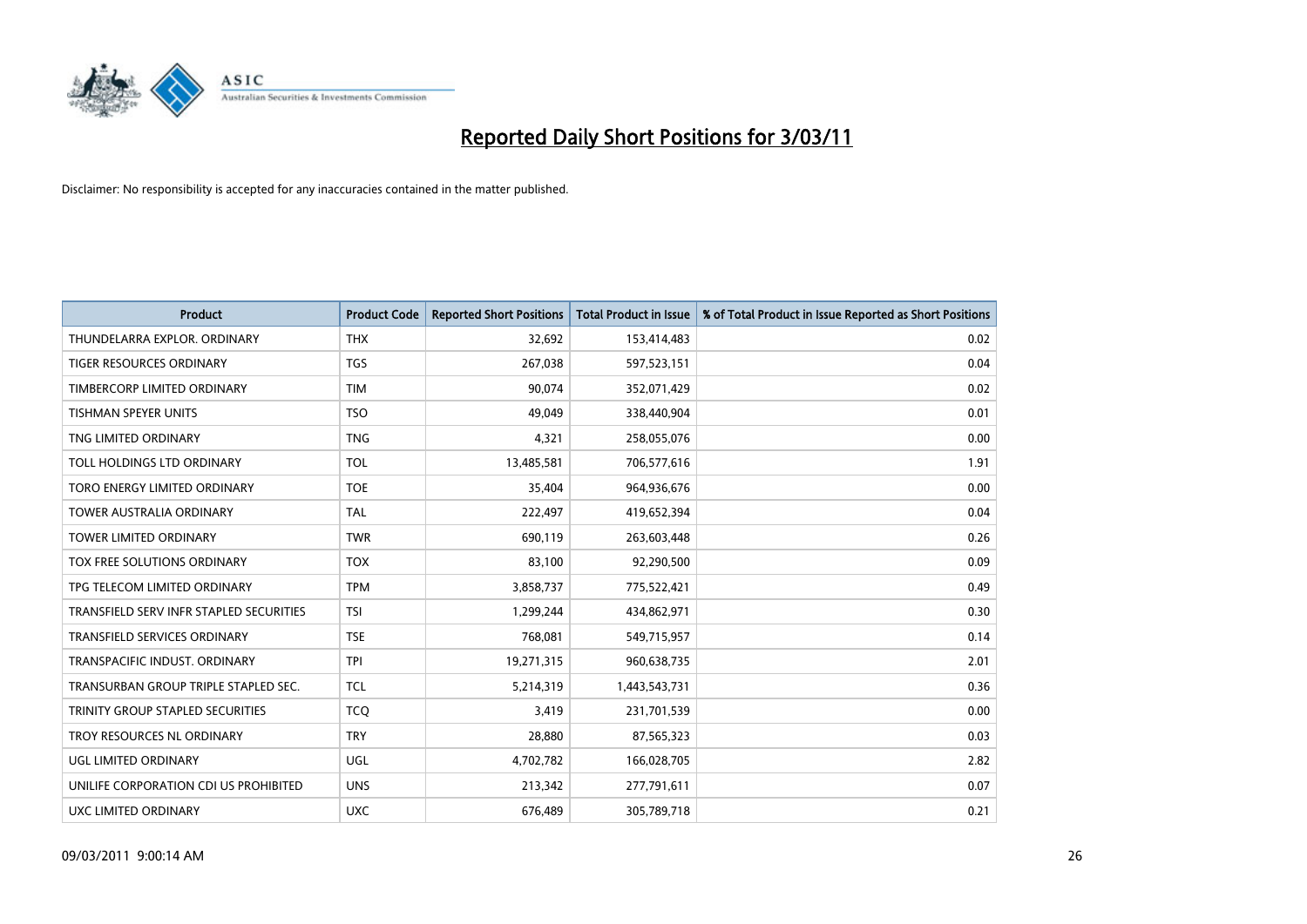# Reported Daily Short Positions for 3/03/11

Disclaimer: No responsibility is accepted for any inaccuracies contained in the matter published.

| Product | Product Code | Reported Short Positions | Total Product in Issue | % of Total Product in Issue Reported as Short Positions |
|---|---|---|---|---|
| THUNDELARRA EXPLOR. ORDINARY | THX | 32,692 | 153,414,483 | 0.02 |
| TIGER RESOURCES ORDINARY | TGS | 267,038 | 597,523,151 | 0.04 |
| TIMBERCORP LIMITED ORDINARY | TIM | 90,074 | 352,071,429 | 0.02 |
| TISHMAN SPEYER UNITS | TSO | 49,049 | 338,440,904 | 0.01 |
| TNG LIMITED ORDINARY | TNG | 4,321 | 258,055,076 | 0.00 |
| TOLL HOLDINGS LTD ORDINARY | TOL | 13,485,581 | 706,577,616 | 1.91 |
| TORO ENERGY LIMITED ORDINARY | TOE | 35,404 | 964,936,676 | 0.00 |
| TOWER AUSTRALIA ORDINARY | TAL | 222,497 | 419,652,394 | 0.04 |
| TOWER LIMITED ORDINARY | TWR | 690,119 | 263,603,448 | 0.26 |
| TOX FREE SOLUTIONS ORDINARY | TOX | 83,100 | 92,290,500 | 0.09 |
| TPG TELECOM LIMITED ORDINARY | TPM | 3,858,737 | 775,522,421 | 0.49 |
| TRANSFIELD SERV INFR STAPLED SECURITIES | TSI | 1,299,244 | 434,862,971 | 0.30 |
| TRANSFIELD SERVICES ORDINARY | TSE | 768,081 | 549,715,957 | 0.14 |
| TRANSPACIFIC INDUST. ORDINARY | TPI | 19,271,315 | 960,638,735 | 2.01 |
| TRANSURBAN GROUP TRIPLE STAPLED SEC. | TCL | 5,214,319 | 1,443,543,731 | 0.36 |
| TRINITY GROUP STAPLED SECURITIES | TCQ | 3,419 | 231,701,539 | 0.00 |
| TROY RESOURCES NL ORDINARY | TRY | 28,880 | 87,565,323 | 0.03 |
| UGL LIMITED ORDINARY | UGL | 4,702,782 | 166,028,705 | 2.82 |
| UNILIFE CORPORATION CDI US PROHIBITED | UNS | 213,342 | 277,791,611 | 0.07 |
| UXC LIMITED ORDINARY | UXC | 676,489 | 305,789,718 | 0.21 |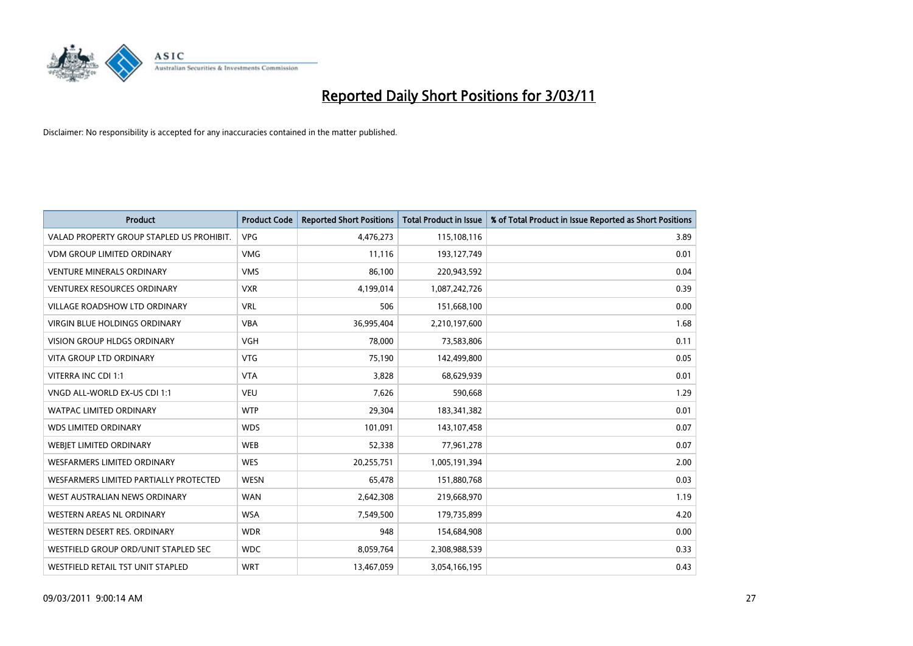# Reported Daily Short Positions for 3/03/11

Disclaimer: No responsibility is accepted for any inaccuracies contained in the matter published.

| Product | Product Code | Reported Short Positions | Total Product in Issue | % of Total Product in Issue Reported as Short Positions |
|---|---|---|---|---|
| VALAD PROPERTY GROUP STAPLED US PROHIBIT. | VPG | 4,476,273 | 115,108,116 | 3.89 |
| VDM GROUP LIMITED ORDINARY | VMG | 11,116 | 193,127,749 | 0.01 |
| VENTURE MINERALS ORDINARY | VMS | 86,100 | 220,943,592 | 0.04 |
| VENTUREX RESOURCES ORDINARY | VXR | 4,199,014 | 1,087,242,726 | 0.39 |
| VILLAGE ROADSHOW LTD ORDINARY | VRL | 506 | 151,668,100 | 0.00 |
| VIRGIN BLUE HOLDINGS ORDINARY | VBA | 36,995,404 | 2,210,197,600 | 1.68 |
| VISION GROUP HLDGS ORDINARY | VGH | 78,000 | 73,583,806 | 0.11 |
| VITA GROUP LTD ORDINARY | VTG | 75,190 | 142,499,800 | 0.05 |
| VITERRA INC CDI 1:1 | VTA | 3,828 | 68,629,939 | 0.01 |
| VNGD ALL-WORLD EX-US CDI 1:1 | VEU | 7,626 | 590,668 | 1.29 |
| WATPAC LIMITED ORDINARY | WTP | 29,304 | 183,341,382 | 0.01 |
| WDS LIMITED ORDINARY | WDS | 101,091 | 143,107,458 | 0.07 |
| WEBJET LIMITED ORDINARY | WEB | 52,338 | 77,961,278 | 0.07 |
| WESFARMERS LIMITED ORDINARY | WES | 20,255,751 | 1,005,191,394 | 2.00 |
| WESFARMERS LIMITED PARTIALLY PROTECTED | WESN | 65,478 | 151,880,768 | 0.03 |
| WEST AUSTRALIAN NEWS ORDINARY | WAN | 2,642,308 | 219,668,970 | 1.19 |
| WESTERN AREAS NL ORDINARY | WSA | 7,549,500 | 179,735,899 | 4.20 |
| WESTERN DESERT RES. ORDINARY | WDR | 948 | 154,684,908 | 0.00 |
| WESTFIELD GROUP ORD/UNIT STAPLED SEC | WDC | 8,059,764 | 2,308,988,539 | 0.33 |
| WESTFIELD RETAIL TST UNIT STAPLED | WRT | 13,467,059 | 3,054,166,195 | 0.43 |

09/03/2011 9:00:14 AM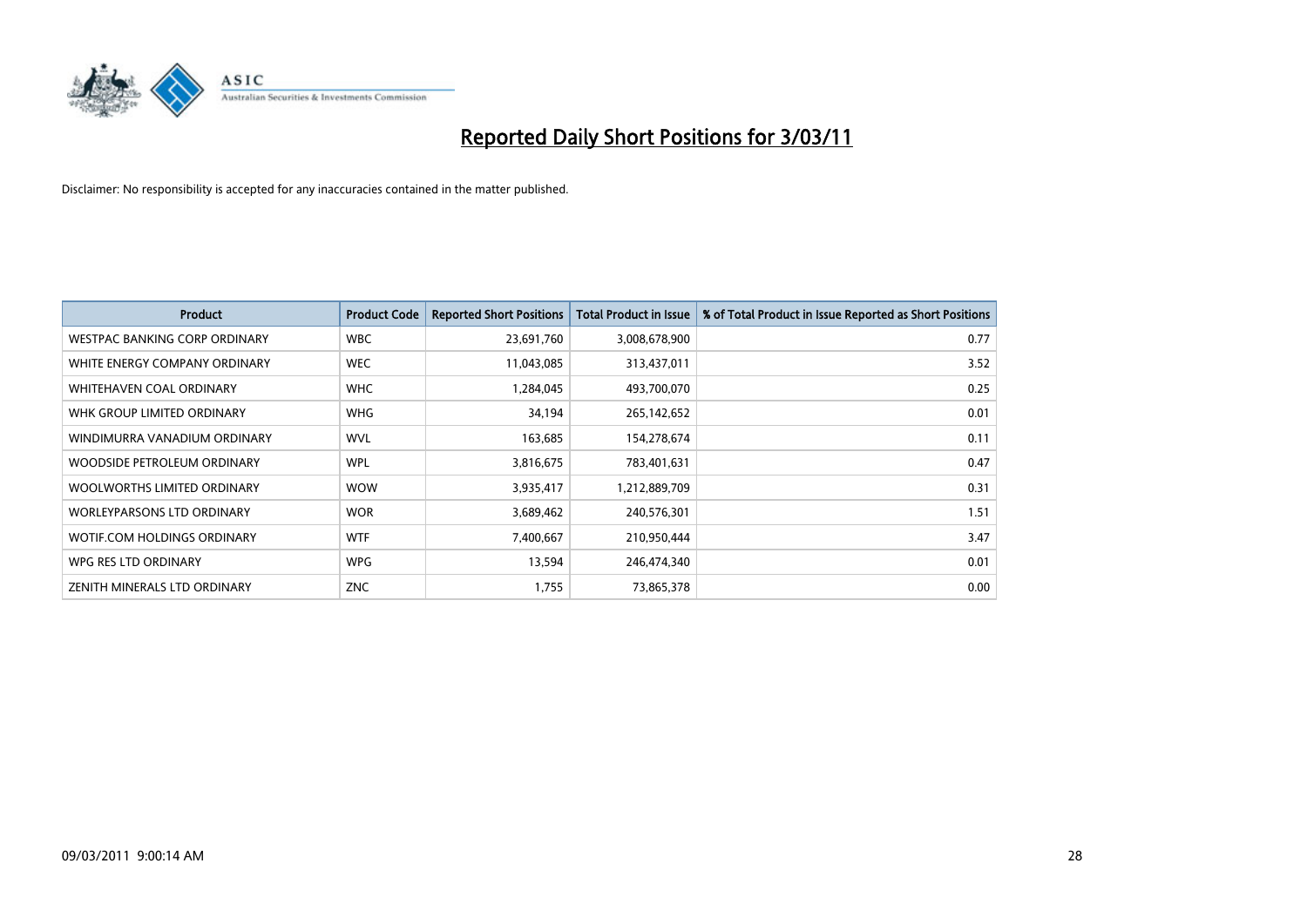# Reported Daily Short Positions for 3/03/11

Disclaimer: No responsibility is accepted for any inaccuracies contained in the matter published.

| Product | Product Code | Reported Short Positions | Total Product in Issue | % of Total Product in Issue Reported as Short Positions |
|---|---|---|---|---|
| WESTPAC BANKING CORP ORDINARY | WBC | 23,691,760 | 3,008,678,900 | 0.77 |
| WHITE ENERGY COMPANY ORDINARY | WEC | 11,043,085 | 313,437,011 | 3.52 |
| WHITEHAVEN COAL ORDINARY | WHC | 1,284,045 | 493,700,070 | 0.25 |
| WHK GROUP LIMITED ORDINARY | WHG | 34,194 | 265,142,652 | 0.01 |
| WINDIMURRA VANADIUM ORDINARY | WVL | 163,685 | 154,278,674 | 0.11 |
| WOODSIDE PETROLEUM ORDINARY | WPL | 3,816,675 | 783,401,631 | 0.47 |
| WOOLWORTHS LIMITED ORDINARY | WOW | 3,935,417 | 1,212,889,709 | 0.31 |
| WORLEYPARSONS LTD ORDINARY | WOR | 3,689,462 | 240,576,301 | 1.51 |
| WOTIF.COM HOLDINGS ORDINARY | WTF | 7,400,667 | 210,950,444 | 3.47 |
| WPG RES LTD ORDINARY | WPG | 13,594 | 246,474,340 | 0.01 |
| ZENITH MINERALS LTD ORDINARY | ZNC | 1,755 | 73,865,378 | 0.00 |

09/03/2011 9:00:14 AM